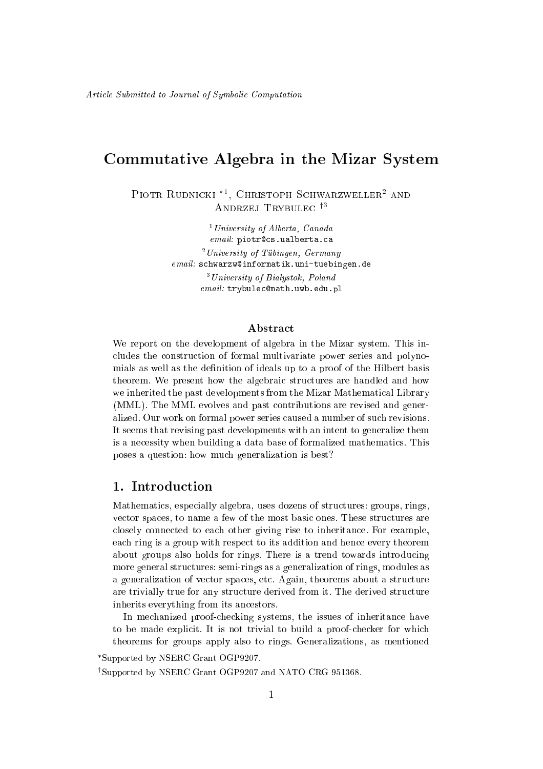*Article Submitted to Journal of Symbolic Computation*

# Commutative Algebra in the Mizar System

Piotr Rudnicki *[1], Christoph Schwarzweller[2] and Andrzej Trybulec †[3]

[1] *University of Alberta, Canada*
*email:* `piotr@cs.ualberta.ca`

[2] *University of Tübingen, Germany*
*email:* `schwarzw@informatik.uni-tuebingen.de`

[3] *University of Białystok, Poland*
*email:* `trybulec@math.uwb.edu.pl`

### Abstract

We report on the development of algebra in the Mizar system. This includes the construction of formal multivariate power series and polynomials as well as the definition of ideals up to a proof of the Hilbert basis theorem. We present how the algebraic structures are handled and how we inherited the past developments from the Mizar Mathematical Library (MML). The MML evolves and past contributions are revised and generalized. Our work on formal power series caused a number of such revisions. It seems that revising past developments with an intent to generalize them is a necessity when building a data base of formalized mathematics. This poses a question: how much generalization is best?

## 1. Introduction

Mathematics, especially algebra, uses dozens of structures: groups, rings, vector spaces, to name a few of the most basic ones. These structures are closely connected to each other giving rise to inheritance. For example, each ring is a group with respect to its addition and hence every theorem about groups also holds for rings. There is a trend towards introducing more general structures: semi-rings as a generalization of rings, modules as a generalization of vector spaces, etc. Again, theorems about a structure are trivially true for any structure derived from it. The derived structure inherits everything from its ancestors.

In mechanized proof-checking systems, the issues of inheritance have to be made explicit. It is not trivial to build a proof-checker for which theorems for groups apply also to rings. Generalizations, as mentioned

*Supported by NSERC Grant OGP9207.

†Supported by NSERC Grant OGP9207 and NATO CRG 951368.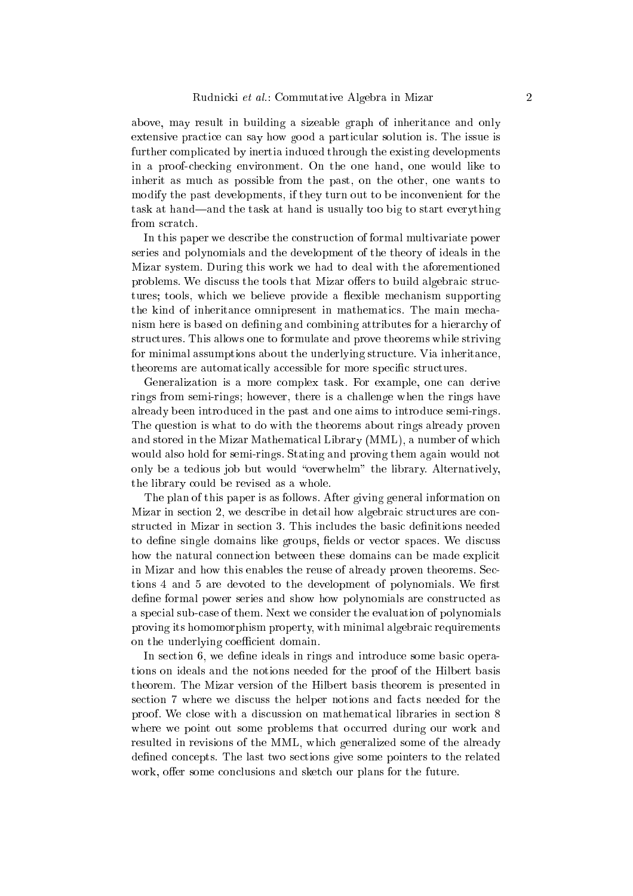above, may result in building a sizeable graph of inheritance and only extensive practice can say how good a particular solution is. The issue is further complicated by inertia induced through the existing developments in a proof-checking environment. On the one hand, one would like to inherit as much as possible from the past, on the other, one wants to modify the past developments, if they turn out to be inconvenient for the task at hand—and the task at hand is usually too big to start everything from scratch.

In this paper we describe the construction of formal multivariate power series and polynomials and the development of the theory of ideals in the Mizar system. During this work we had to deal with the aforementioned problems. We discuss the tools that Mizar offers to build algebraic structures; tools, which we believe provide a flexible mechanism supporting the kind of inheritance omnipresent in mathematics. The main mechanism here is based on defining and combining attributes for a hierarchy of structures. This allows one to formulate and prove theorems while striving for minimal assumptions about the underlying structure. Via inheritance, theorems are automatically accessible for more specific structures.

Generalization is a more complex task. For example, one can derive rings from semi-rings; however, there is a challenge when the rings have already been introduced in the past and one aims to introduce semi-rings. The question is what to do with the theorems about rings already proven and stored in the Mizar Mathematical Library (MML), a number of which would also hold for semi-rings. Stating and proving them again would not only be a tedious job but would "overwhelm" the library. Alternatively, the library could be revised as a whole.

The plan of this paper is as follows. After giving general information on Mizar in section 2, we describe in detail how algebraic structures are constructed in Mizar in section 3. This includes the basic definitions needed to define single domains like groups, fields or vector spaces. We discuss how the natural connection between these domains can be made explicit in Mizar and how this enables the reuse of already proven theorems. Sections 4 and 5 are devoted to the development of polynomials. We first define formal power series and show how polynomials are constructed as a special sub-case of them. Next we consider the evaluation of polynomials proving its homomorphism property, with minimal algebraic requirements on the underlying coefficient domain.

In section 6, we define ideals in rings and introduce some basic operations on ideals and the notions needed for the proof of the Hilbert basis theorem. The Mizar version of the Hilbert basis theorem is presented in section 7 where we discuss the helper notions and facts needed for the proof. We close with a discussion on mathematical libraries in section 8 where we point out some problems that occurred during our work and resulted in revisions of the MML, which generalized some of the already defined concepts. The last two sections give some pointers to the related work, offer some conclusions and sketch our plans for the future.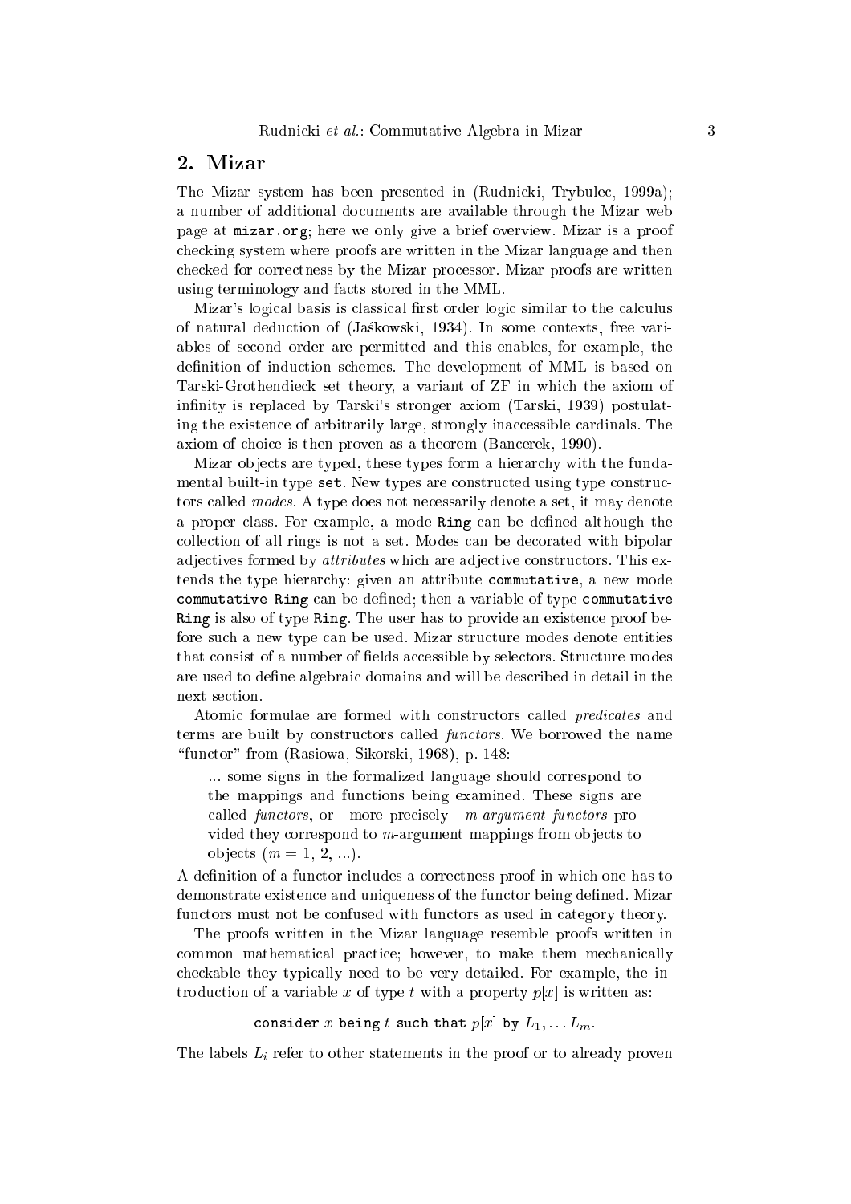## 2. Mizar

The Mizar system has been presented in (Rudnicki, Trybulec, 1999a); a number of additional documents are available through the Mizar web page at `mizar.org`; here we only give a brief overview. Mizar is a proof checking system where proofs are written in the Mizar language and then checked for correctness by the Mizar processor. Mizar proofs are written using terminology and facts stored in the MML.

Mizar's logical basis is classical first order logic similar to the calculus of natural deduction of (Jaśkowski, 1934). In some contexts, free variables of second order are permitted and this enables, for example, the definition of induction schemes. The development of MML is based on Tarski-Grothendieck set theory, a variant of ZF in which the axiom of infinity is replaced by Tarski's stronger axiom (Tarski, 1939) postulating the existence of arbitrarily large, strongly inaccessible cardinals. The axiom of choice is then proven as a theorem (Bancerek, 1990).

Mizar objects are typed, these types form a hierarchy with the fundamental built-in type `set`. New types are constructed using type constructors called *modes*. A type does not necessarily denote a set, it may denote a proper class. For example, a mode `Ring` can be defined although the collection of all rings is not a set. Modes can be decorated with bipolar adjectives formed by *attributes* which are adjective constructors. This extends the type hierarchy: given an attribute `commutative`, a new mode `commutative Ring` can be defined; then a variable of type `commutative Ring` is also of type `Ring`. The user has to provide an existence proof before such a new type can be used. Mizar structure modes denote entities that consist of a number of fields accessible by selectors. Structure modes are used to define algebraic domains and will be described in detail in the next section.

Atomic formulae are formed with constructors called *predicates* and terms are built by constructors called *functors*. We borrowed the name "functor" from (Rasiowa, Sikorski, 1968), p. 148:

> ... some signs in the formalized language should correspond to the mappings and functions being examined. These signs are called *functors*, or—more precisely—*m-argument functors* provided they correspond to *m*-argument mappings from objects to objects ($m$ = 1, 2, ...).

A definition of a functor includes a correctness proof in which one has to demonstrate existence and uniqueness of the functor being defined. Mizar functors must not be confused with functors as used in category theory.

The proofs written in the Mizar language resemble proofs written in common mathematical practice; however, to make them mechanically checkable they typically need to be very detailed. For example, the introduction of a variable $x$ of type $t$ with a property $p[x]$ is written as:

`consider` $x$ `being` $t$ `such that` $p[x]$ `by` $L_1, \ldots L_m$.

The labels $L_i$ refer to other statements in the proof or to already proven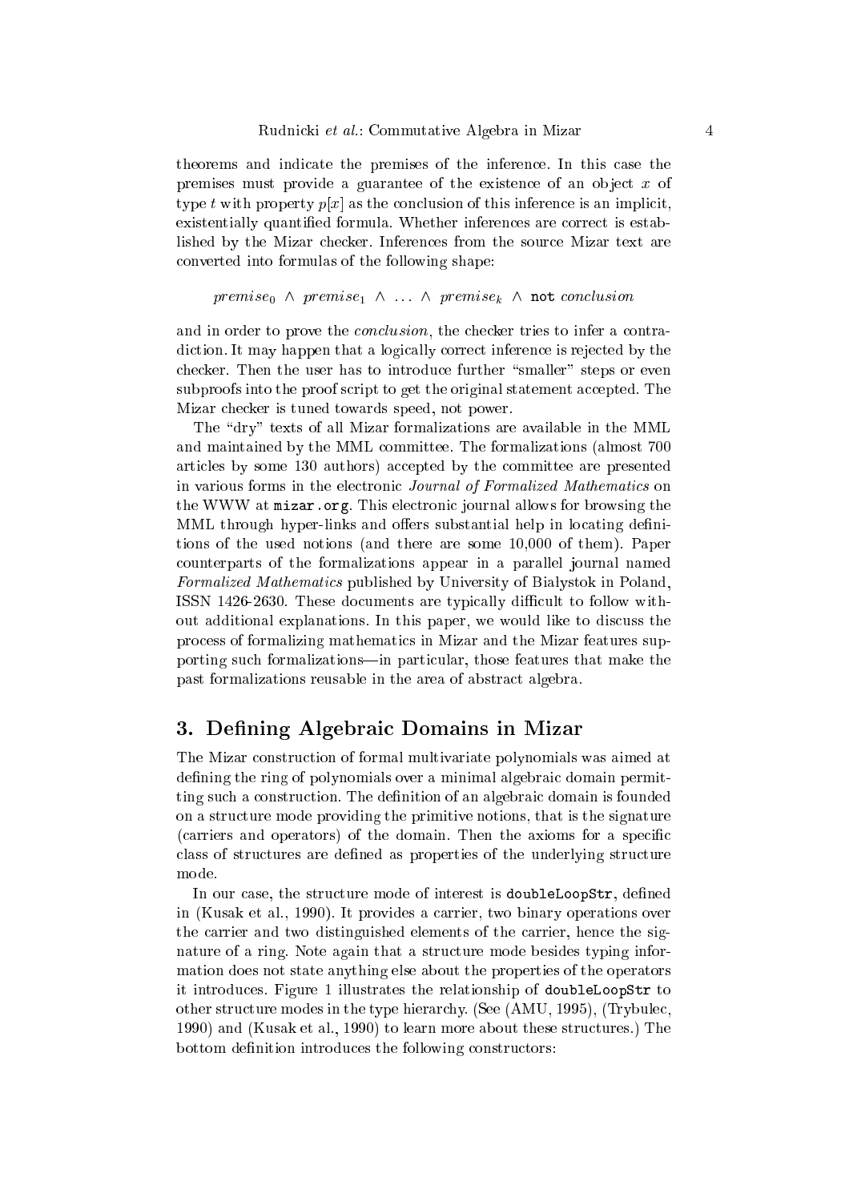theorems and indicate the premises of the inference. In this case the premises must provide a guarantee of the existence of an object $x$ of type $t$ with property $p[x]$ as the conclusion of this inference is an implicit, existentially quantified formula. Whether inferences are correct is established by the Mizar checker. Inferences from the source Mizar text are converted into formulas of the following shape:

$$premise_0 \wedge premise_1 \wedge \ldots \wedge premise_k \wedge \texttt{not}\ conclusion$$

and in order to prove the *conclusion*, the checker tries to infer a contradiction. It may happen that a logically correct inference is rejected by the checker. Then the user has to introduce further "smaller" steps or even subproofs into the proof script to get the original statement accepted. The Mizar checker is tuned towards speed, not power.

The "dry" texts of all Mizar formalizations are available in the MML and maintained by the MML committee. The formalizations (almost 700 articles by some 130 authors) accepted by the committee are presented in various forms in the electronic *Journal of Formalized Mathematics* on the WWW at `mizar.org`. This electronic journal allows for browsing the MML through hyper-links and offers substantial help in locating definitions of the used notions (and there are some 10,000 of them). Paper counterparts of the formalizations appear in a parallel journal named *Formalized Mathematics* published by University of Bialystok in Poland, ISSN 1426-2630. These documents are typically difficult to follow without additional explanations. In this paper, we would like to discuss the process of formalizing mathematics in Mizar and the Mizar features supporting such formalizations—in particular, those features that make the past formalizations reusable in the area of abstract algebra.

## 3. Defining Algebraic Domains in Mizar

The Mizar construction of formal multivariate polynomials was aimed at defining the ring of polynomials over a minimal algebraic domain permitting such a construction. The definition of an algebraic domain is founded on a structure mode providing the primitive notions, that is the signature (carriers and operators) of the domain. Then the axioms for a specific class of structures are defined as properties of the underlying structure mode.

In our case, the structure mode of interest is `doubleLoopStr`, defined in (Kusak et al., 1990). It provides a carrier, two binary operations over the carrier and two distinguished elements of the carrier, hence the signature of a ring. Note again that a structure mode besides typing information does not state anything else about the properties of the operators it introduces. Figure 1 illustrates the relationship of `doubleLoopStr` to other structure modes in the type hierarchy. (See (AMU, 1995), (Trybulec, 1990) and (Kusak et al., 1990) to learn more about these structures.) The bottom definition introduces the following constructors: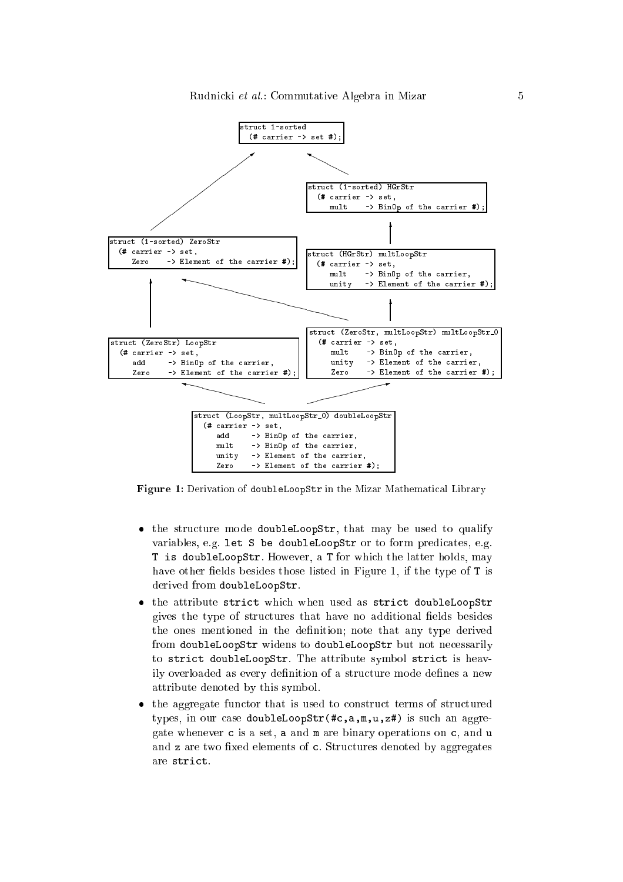```
struct 1-sorted
  (# carrier -> set #);
```

```
struct (1-sorted) HGrStr
  (# carrier -> set,
     mult    -> BinOp of the carrier #);
```

```
struct (1-sorted) ZeroStr
  (# carrier -> set,
     Zero    -> Element of the carrier #);
```

```
struct (HGrStr) multLoopStr
  (# carrier -> set,
     mult    -> BinOp of the carrier,
     unity   -> Element of the carrier #);
```

```
struct (ZeroStr) LoopStr
  (# carrier -> set,
     add     -> BinOp of the carrier,
     Zero    -> Element of the carrier #);
```

```
struct (ZeroStr, multLoopStr) multLoopStr_0
  (# carrier -> set,
     mult    -> BinOp of the carrier,
     unity   -> Element of the carrier,
     Zero    -> Element of the carrier #);
```

```
struct (LoopStr, multLoopStr_0) doubleLoopStr
  (# carrier -> set,
     add     -> BinOp of the carrier,
     mult    -> BinOp of the carrier,
     unity   -> Element of the carrier,
     Zero    -> Element of the carrier #);
```

**Figure 1:** Derivation of `doubleLoopStr` in the Mizar Mathematical Library

- the structure mode `doubleLoopStr`, that may be used to qualify variables, e.g. `let S be doubleLoopStr` or to form predicates, e.g. `T is doubleLoopStr`. However, a `T` for which the latter holds, may have other fields besides those listed in Figure 1, if the type of `T` is derived from `doubleLoopStr`.
- the attribute `strict` which when used as `strict doubleLoopStr` gives the type of structures that have no additional fields besides the ones mentioned in the definition; note that any type derived from `doubleLoopStr` widens to `doubleLoopStr` but not necessarily to `strict doubleLoopStr`. The attribute symbol `strict` is heavily overloaded as every definition of a structure mode defines a new attribute denoted by this symbol.
- the aggregate functor that is used to construct terms of structured types, in our case `doubleLoopStr(#c,a,m,u,z#)` is such an aggregate whenever `c` is a set, `a` and `m` are binary operations on `c`, and `u` and `z` are two fixed elements of `c`. Structures denoted by aggregates are `strict`.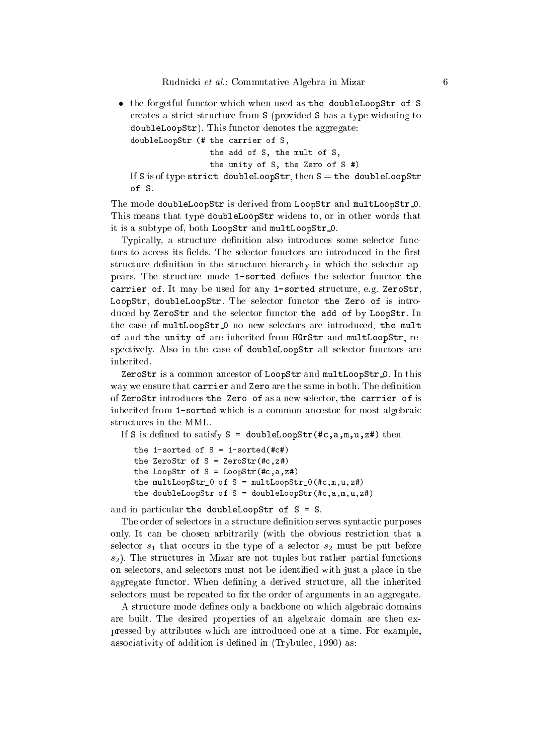- the forgetful functor which when used as `the doubleLoopStr of S` creates a strict structure from `S` (provided `S` has a type widening to `doubleLoopStr`). This functor denotes the aggregate:

```
doubleLoopStr (# the carrier of S,
                 the add of S, the mult of S,
                 the unity of S, the Zero of S #)
```

  If `S` is of type `strict doubleLoopStr`, then `S` = `the doubleLoopStr of S`.

The mode `doubleLoopStr` is derived from `LoopStr` and `multLoopStr_0`. This means that type `doubleLoopStr` widens to, or in other words that it is a subtype of, both `LoopStr` and `multLoopStr_0`.

Typically, a structure definition also introduces some selector functors to access its fields. The selector functors are introduced in the first structure definition in the structure hierarchy in which the selector appears. The structure mode `1-sorted` defines the selector functor `the carrier of`. It may be used for any `1-sorted` structure, e.g. `ZeroStr`, `LoopStr`, `doubleLoopStr`. The selector functor `the Zero of` is introduced by `ZeroStr` and the selector functor `the add of` by `LoopStr`. In the case of `multLoopStr_0` no new selectors are introduced, `the mult of` and `the unity of` are inherited from `HGrStr` and `multLoopStr`, respectively. Also in the case of `doubleLoopStr` all selector functors are inherited.

`ZeroStr` is a common ancestor of `LoopStr` and `multLoopStr_0`. In this way we ensure that `carrier` and `Zero` are the same in both. The definition of `ZeroStr` introduces `the Zero of` as a new selector, `the carrier of` is inherited from `1-sorted` which is a common ancestor for most algebraic structures in the MML.

If `S` is defined to satisfy `S = doubleLoopStr(#c,a,m,u,z#)` then

```
the 1-sorted of S = 1-sorted(#c#)
the ZeroStr of S = ZeroStr(#c,z#)
the LoopStr of S = LoopStr(#c,a,z#)
the multLoopStr_0 of S = multLoopStr_0(#c,m,u,z#)
the doubleLoopStr of S = doubleLoopStr(#c,a,m,u,z#)
```

and in particular `the doubleLoopStr of S = S`.

The order of selectors in a structure definition serves syntactic purposes only. It can be chosen arbitrarily (with the obvious restriction that a selector $s_1$ that occurs in the type of a selector $s_2$ must be put before $s_2$). The structures in Mizar are not tuples but rather partial functions on selectors, and selectors must not be identified with just a place in the aggregate functor. When defining a derived structure, all the inherited selectors must be repeated to fix the order of arguments in an aggregate.

A structure mode defines only a backbone on which algebraic domains are built. The desired properties of an algebraic domain are then expressed by attributes which are introduced one at a time. For example, associativity of addition is defined in (Trybulec, 1990) as: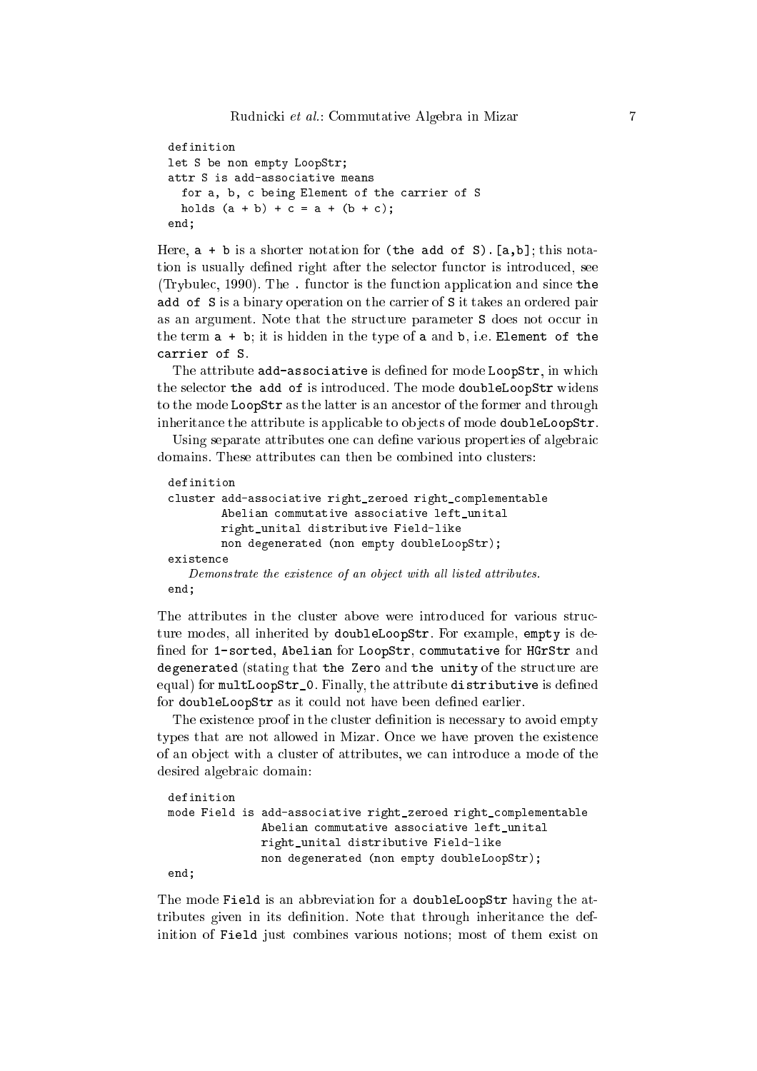```
definition
let S be non empty LoopStr;
attr S is add-associative means
  for a, b, c being Element of the carrier of S
  holds (a + b) + c = a + (b + c);
end;
```

Here, `a + b` is a shorter notation for `(the add of S).[a,b]`; this notation is usually defined right after the selector functor is introduced, see (Trybulec, 1990). The `.` functor is the function application and since `the add of S` is a binary operation on the carrier of `S` it takes an ordered pair as an argument. Note that the structure parameter `S` does not occur in the term `a + b`; it is hidden in the type of `a` and `b`, i.e. `Element of the carrier of S`.

The attribute `add-associative` is defined for mode `LoopStr`, in which the selector `the add of` is introduced. The mode `doubleLoopStr` widens to the mode `LoopStr` as the latter is an ancestor of the former and through inheritance the attribute is applicable to objects of mode `doubleLoopStr`.

Using separate attributes one can define various properties of algebraic domains. These attributes can then be combined into clusters:

```
definition
cluster add-associative right_zeroed right_complementable
        Abelian commutative associative left_unital
        right_unital distributive Field-like
        non degenerated (non empty doubleLoopStr);
existence
    Demonstrate the existence of an object with all listed attributes.
end;
```

The attributes in the cluster above were introduced for various structure modes, all inherited by `doubleLoopStr`. For example, `empty` is defined for `1-sorted`, `Abelian` for `LoopStr`, `commutative` for `HGrStr` and `degenerated` (stating that `the Zero` and `the unity` of the structure are equal) for `multLoopStr_0`. Finally, the attribute `distributive` is defined for `doubleLoopStr` as it could not have been defined earlier.

The existence proof in the cluster definition is necessary to avoid empty types that are not allowed in Mizar. Once we have proven the existence of an object with a cluster of attributes, we can introduce a mode of the desired algebraic domain:

```
definition
mode Field is add-associative right_zeroed right_complementable
              Abelian commutative associative left_unital
              right_unital distributive Field-like
              non degenerated (non empty doubleLoopStr);
end;
```

The mode `Field` is an abbreviation for a `doubleLoopStr` having the attributes given in its definition. Note that through inheritance the definition of `Field` just combines various notions; most of them exist on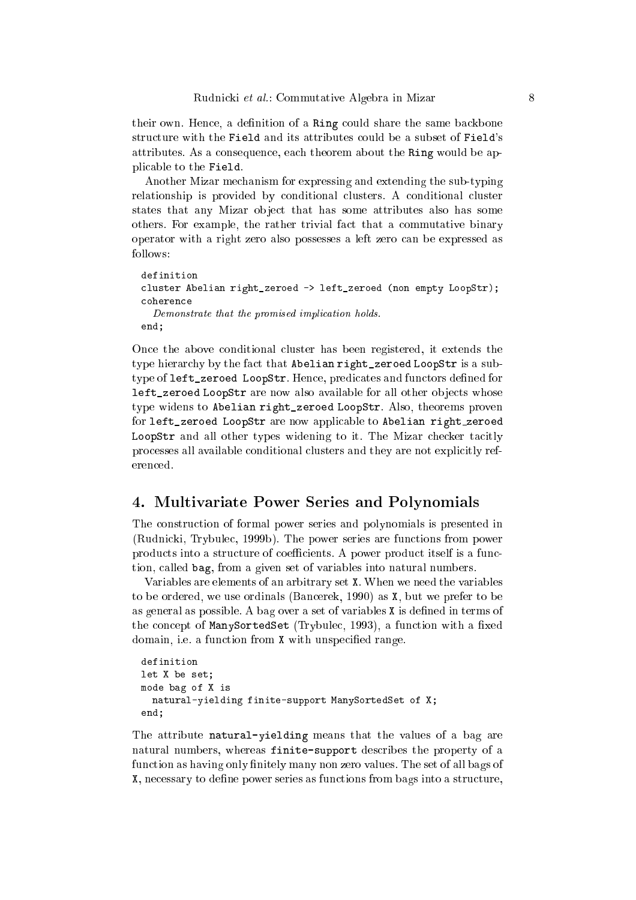their own. Hence, a definition of a `Ring` could share the same backbone structure with the `Field` and its attributes could be a subset of `Field`'s attributes. As a consequence, each theorem about the `Ring` would be applicable to the `Field`.

Another Mizar mechanism for expressing and extending the sub-typing relationship is provided by conditional clusters. A conditional cluster states that any Mizar object that has some attributes also has some others. For example, the rather trivial fact that a commutative binary operator with a right zero also possesses a left zero can be expressed as follows:

```
definition
cluster Abelian right_zeroed -> left_zeroed (non empty LoopStr);
coherence
  Demonstrate that the promised implication holds.
end;
```

Once the above conditional cluster has been registered, it extends the type hierarchy by the fact that `Abelian right_zeroed LoopStr` is a subtype of `left_zeroed LoopStr`. Hence, predicates and functors defined for `left_zeroed LoopStr` are now also available for all other objects whose type widens to `Abelian right_zeroed LoopStr`. Also, theorems proven for `left_zeroed LoopStr` are now applicable to `Abelian right_zeroed LoopStr` and all other types widening to it. The Mizar checker tacitly processes all available conditional clusters and they are not explicitly referenced.

## 4. Multivariate Power Series and Polynomials

The construction of formal power series and polynomials is presented in (Rudnicki, Trybulec, 1999b). The power series are functions from power products into a structure of coefficients. A power product itself is a function, called `bag`, from a given set of variables into natural numbers.

Variables are elements of an arbitrary set `X`. When we need the variables to be ordered, we use ordinals (Bancerek, 1990) as `X`, but we prefer to be as general as possible. A bag over a set of variables `X` is defined in terms of the concept of `ManySortedSet` (Trybulec, 1993), a function with a fixed domain, i.e. a function from `X` with unspecified range.

```
definition
let X be set;
mode bag of X is
  natural-yielding finite-support ManySortedSet of X;
end;
```

The attribute `natural-yielding` means that the values of a bag are natural numbers, whereas `finite-support` describes the property of a function as having only finitely many non zero values. The set of all bags of `X`, necessary to define power series as functions from bags into a structure,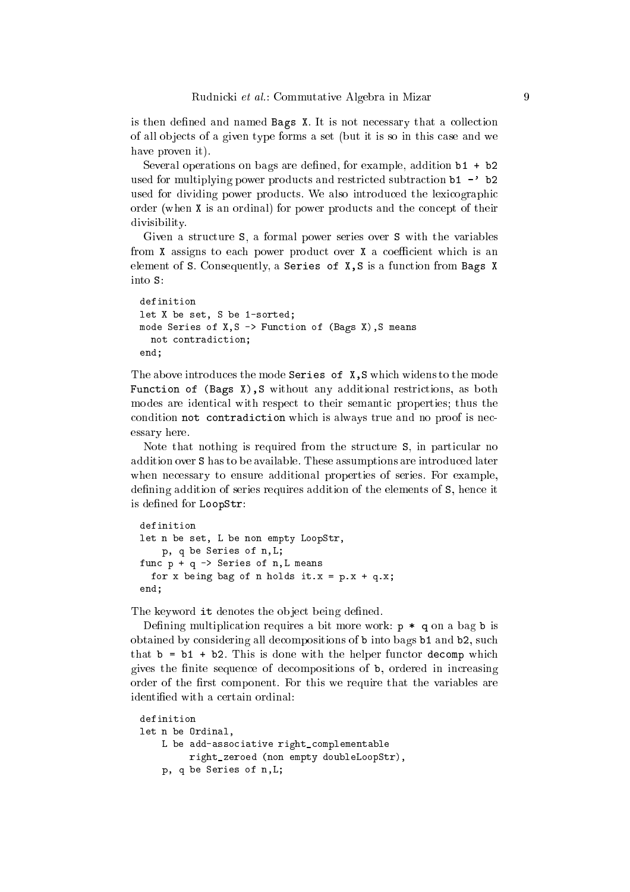is then defined and named `Bags X`. It is not necessary that a collection of all objects of a given type forms a set (but it is so in this case and we have proven it).

Several operations on bags are defined, for example, addition `b1 + b2` used for multiplying power products and restricted subtraction `b1 -' b2` used for dividing power products. We also introduced the lexicographic order (when `X` is an ordinal) for power products and the concept of their divisibility.

Given a structure `S`, a formal power series over `S` with the variables from `X` assigns to each power product over `X` a coefficient which is an element of `S`. Consequently, a `Series of X,S` is a function from `Bags X` into `S`:

```
definition
let X be set, S be 1-sorted;
mode Series of X,S -> Function of (Bags X),S means
  not contradiction;
end;
```

The above introduces the mode `Series of X,S` which widens to the mode `Function of (Bags X),S` without any additional restrictions, as both modes are identical with respect to their semantic properties; thus the condition `not contradiction` which is always true and no proof is necessary here.

Note that nothing is required from the structure `S`, in particular no addition over `S` has to be available. These assumptions are introduced later when necessary to ensure additional properties of series. For example, defining addition of series requires addition of the elements of `S`, hence it is defined for `LoopStr`:

```
definition
let n be set, L be non empty LoopStr,
    p, q be Series of n,L;
func p + q -> Series of n,L means
  for x being bag of n holds it.x = p.x + q.x;
end;
```

The keyword `it` denotes the object being defined.

Defining multiplication requires a bit more work: `p * q` on a bag `b` is obtained by considering all decompositions of `b` into bags `b1` and `b2`, such that `b = b1 + b2`. This is done with the helper functor `decomp` which gives the finite sequence of decompositions of `b`, ordered in increasing order of the first component. For this we require that the variables are identified with a certain ordinal:

```
definition
let n be Ordinal,
    L be add-associative right_complementable
         right_zeroed (non empty doubleLoopStr),
    p, q be Series of n,L;
```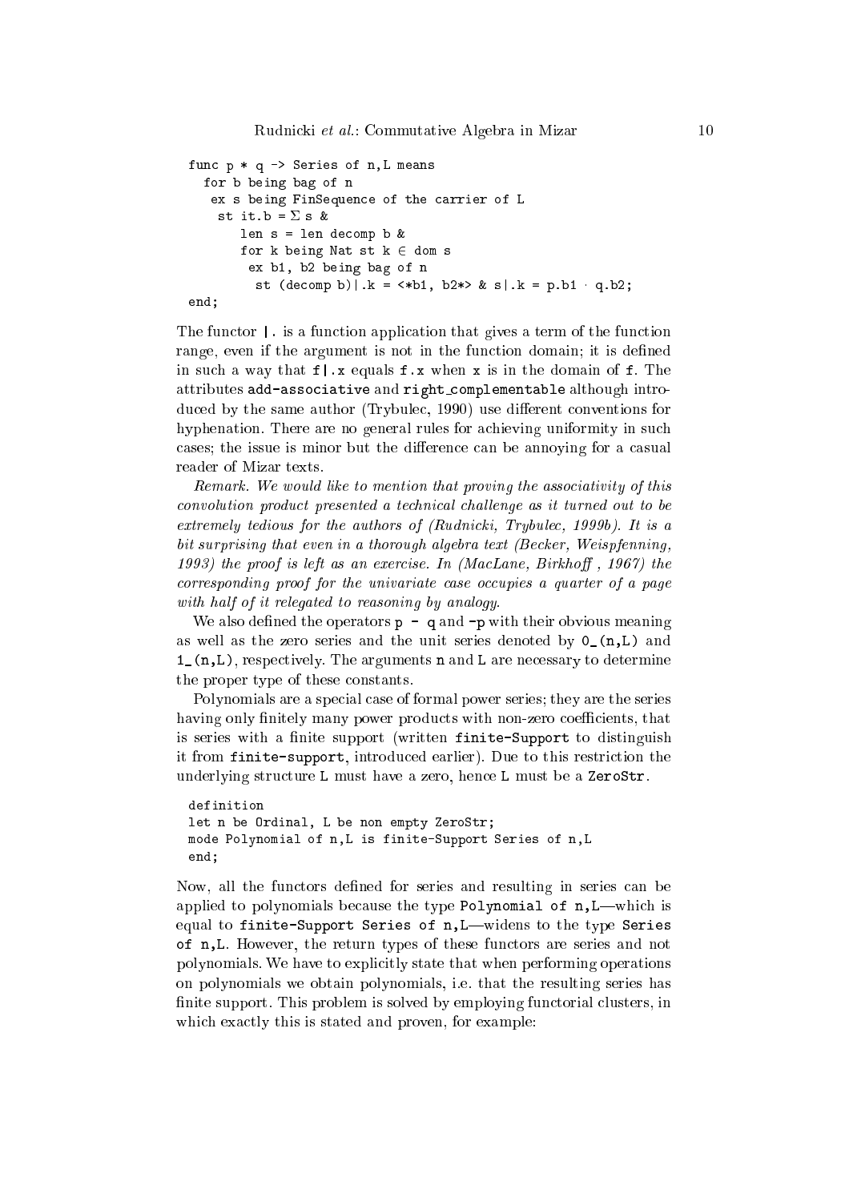```
func p * q -> Series of n,L means
  for b being bag of n
   ex s being FinSequence of the carrier of L
    st it.b = Σ s &
       len s = len decomp b &
       for k being Nat st k ∈ dom s
        ex b1, b2 being bag of n
         st (decomp b)|.k = <*b1, b2*> & s|.k = p.b1 · q.b2;
end;
```

The functor `|.` is a function application that gives a term of the function range, even if the argument is not in the function domain; it is defined in such a way that `f|.x` equals `f.x` when `x` is in the domain of `f`. The attributes `add-associative` and `right_complementable` although introduced by the same author (Trybulec, 1990) use different conventions for hyphenation. There are no general rules for achieving uniformity in such cases; the issue is minor but the difference can be annoying for a casual reader of Mizar texts.

*Remark. We would like to mention that proving the associativity of this convolution product presented a technical challenge as it turned out to be extremely tedious for the authors of (Rudnicki, Trybulec, 1999b). It is a bit surprising that even in a thorough algebra text (Becker, Weispfenning, 1993) the proof is left as an exercise. In (MacLane, Birkhoff, 1967) the corresponding proof for the univariate case occupies a quarter of a page with half of it relegated to reasoning by analogy.*

We also defined the operators `p - q` and `-p` with their obvious meaning as well as the zero series and the unit series denoted by `0_(n,L)` and `1_(n,L)`, respectively. The arguments `n` and `L` are necessary to determine the proper type of these constants.

Polynomials are a special case of formal power series; they are the series having only finitely many power products with non-zero coefficients, that is series with a finite support (written `finite-Support` to distinguish it from `finite-support`, introduced earlier). Due to this restriction the underlying structure `L` must have a zero, hence `L` must be a `ZeroStr`.

```
definition
let n be Ordinal, L be non empty ZeroStr;
mode Polynomial of n,L is finite-Support Series of n,L
end;
```

Now, all the functors defined for series and resulting in series can be applied to polynomials because the type `Polynomial of n,L`—which is equal to `finite-Support Series of n,L`—widens to the type `Series of n,L`. However, the return types of these functors are series and not polynomials. We have to explicitly state that when performing operations on polynomials we obtain polynomials, i.e. that the resulting series has finite support. This problem is solved by employing functorial clusters, in which exactly this is stated and proven, for example: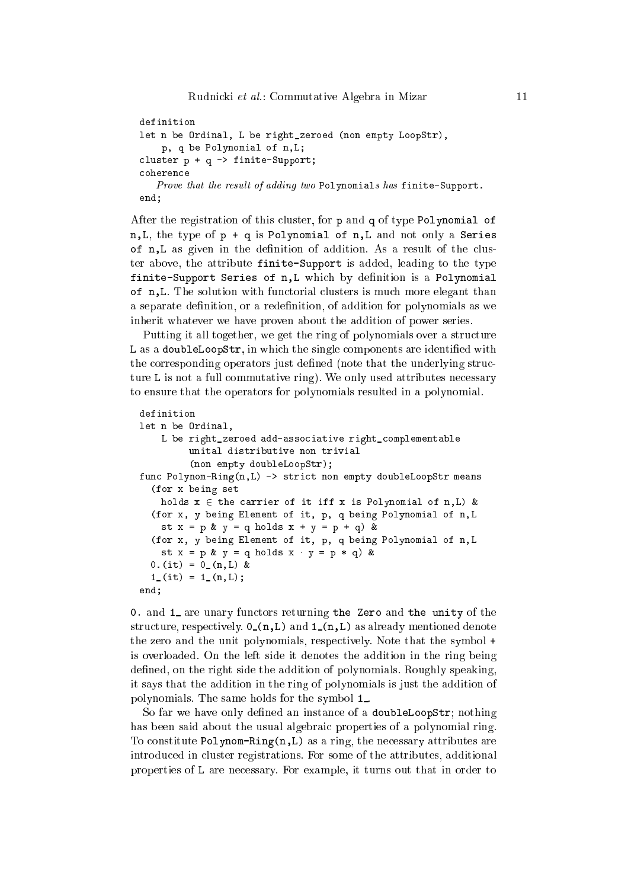```
definition
let n be Ordinal, L be right_zeroed (non empty LoopStr),
    p, q be Polynomial of n,L;
cluster p + q -> finite-Support;
coherence
   Prove that the result of adding two Polynomials has finite-Support.
end;
```

After the registration of this cluster, for `p` and `q` of type `Polynomial of n,L`, the type of `p + q` is `Polynomial of n,L` and not only a `Series of n,L` as given in the definition of addition. As a result of the cluster above, the attribute `finite-Support` is added, leading to the type `finite-Support Series of n,L` which by definition is a `Polynomial of n,L`. The solution with functorial clusters is much more elegant than a separate definition, or a redefinition, of addition for polynomials as we inherit whatever we have proven about the addition of power series.

Putting it all together, we get the ring of polynomials over a structure `L` as a `doubleLoopStr`, in which the single components are identified with the corresponding operators just defined (note that the underlying structure `L` is not a full commutative ring). We only used attributes necessary to ensure that the operators for polynomials resulted in a polynomial.

```
definition
let n be Ordinal,
    L be right_zeroed add-associative right_complementable
         unital distributive non trivial
         (non empty doubleLoopStr);
func Polynom-Ring(n,L) -> strict non empty doubleLoopStr means
  (for x being set
    holds x ∈ the carrier of it iff x is Polynomial of n,L) &
  (for x, y being Element of it, p, q being Polynomial of n,L
    st x = p & y = q holds x + y = p + q) &
  (for x, y being Element of it, p, q being Polynomial of n,L
    st x = p & y = q holds x · y = p * q) &
  0.(it) = 0_(n,L) &
  1_(it) = 1_(n,L);
end;
```

`0.` and `1_` are unary functors returning `the Zero` and `the unity` of the structure, respectively. `0_(n,L)` and `1_(n,L)` as already mentioned denote the zero and the unit polynomials, respectively. Note that the symbol `+` is overloaded. On the left side it denotes the addition in the ring being defined, on the right side the addition of polynomials. Roughly speaking, it says that the addition in the ring of polynomials is just the addition of polynomials. The same holds for the symbol `1_`.

So far we have only defined an instance of a `doubleLoopStr`; nothing has been said about the usual algebraic properties of a polynomial ring. To constitute `Polynom-Ring(n,L)` as a ring, the necessary attributes are introduced in cluster registrations. For some of the attributes, additional properties of `L` are necessary. For example, it turns out that in order to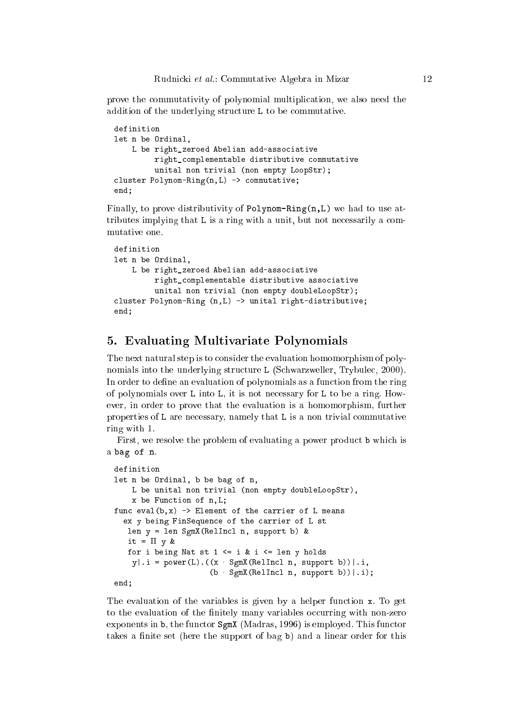prove the commutativity of polynomial multiplication, we also need the addition of the underlying structure `L` to be commutative.

```
definition
let n be Ordinal,
    L be right_zeroed Abelian add-associative
         right_complementable distributive commutative
         unital non trivial (non empty LoopStr);
cluster Polynom-Ring(n,L) -> commutative;
end;
```

Finally, to prove distributivity of `Polynom-Ring(n,L)` we had to use attributes implying that `L` is a ring with a unit, but not necessarily a commutative one.

```
definition
let n be Ordinal,
    L be right_zeroed Abelian add-associative
         right_complementable distributive associative
         unital non trivial (non empty doubleLoopStr);
cluster Polynom-Ring (n,L) -> unital right-distributive;
end;
```

## 5. Evaluating Multivariate Polynomials

The next natural step is to consider the evaluation homomorphism of polynomials into the underlying structure `L` (Schwarzweller, Trybulec, 2000). In order to define an evaluation of polynomials as a function from the ring of polynomials over `L` into `L`, it is not necessary for `L` to be a ring. However, in order to prove that the evaluation is a homomorphism, further properties of `L` are necessary, namely that `L` is a non trivial commutative ring with 1.

First, we resolve the problem of evaluating a power product `b` which is a `bag of n`.

```
definition
let n be Ordinal, b be bag of n,
    L be unital non trivial (non empty doubleLoopStr),
    x be Function of n,L;
func eval(b,x) -> Element of the carrier of L means
  ex y being FinSequence of the carrier of L st
   len y = len SgmX(RelIncl n, support b) &
   it = Π y &
   for i being Nat st 1 <= i & i <= len y holds
    y|.i = power(L).((x · SgmX(RelIncl n, support b))|.i,
                     (b · SgmX(RelIncl n, support b))|.i);
end;
```

The evaluation of the variables is given by a helper function `x`. To get to the evaluation of the finitely many variables occurring with non-zero exponents in `b`, the functor `SgmX` (Madras, 1996) is employed. This functor takes a finite set (here the support of bag `b`) and a linear order for this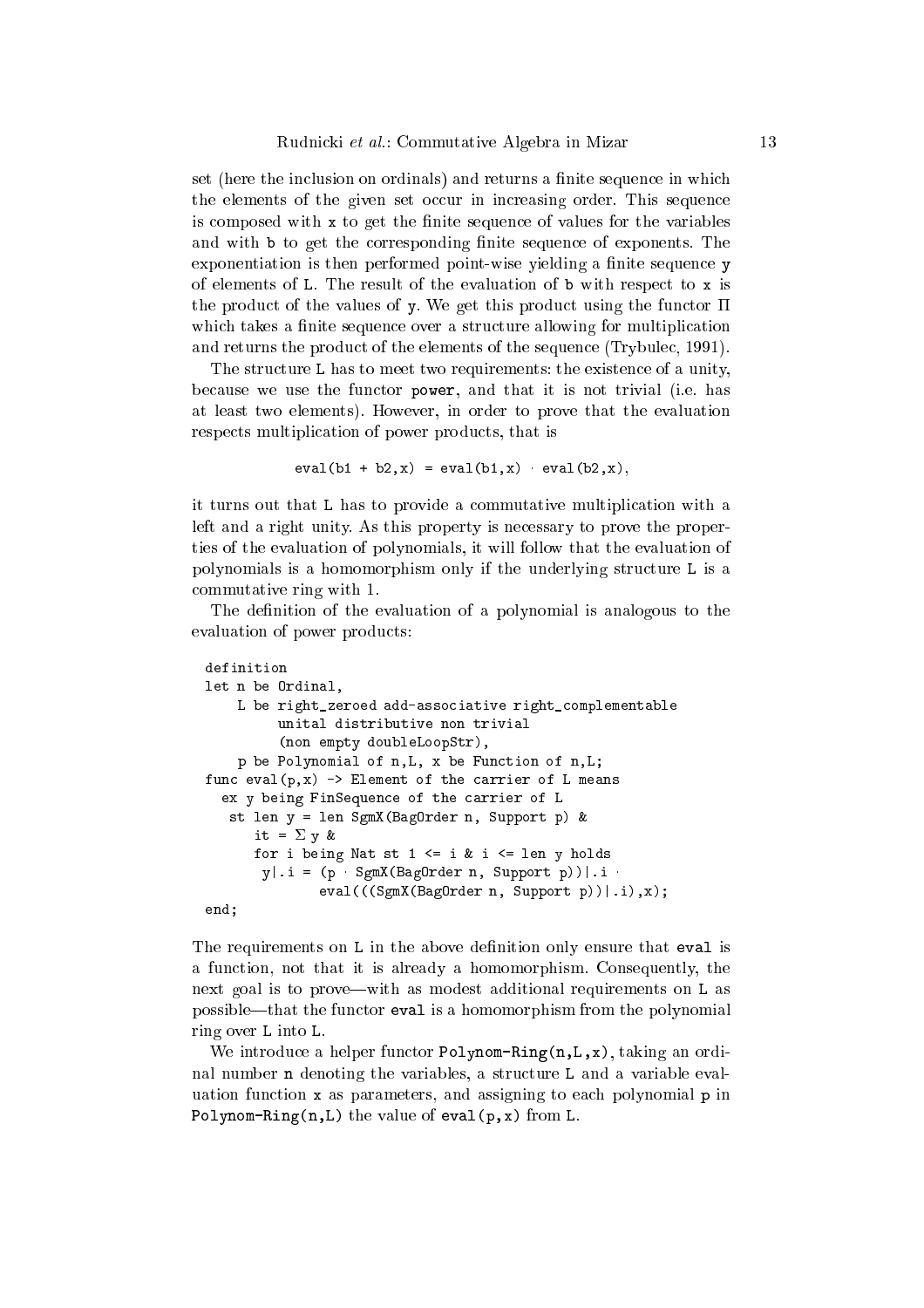set (here the inclusion on ordinals) and returns a finite sequence in which the elements of the given set occur in increasing order. This sequence is composed with x to get the finite sequence of values for the variables and with b to get the corresponding finite sequence of exponents. The exponentiation is then performed point-wise yielding a finite sequence y of elements of L. The result of the evaluation of b with respect to x is the product of the values of y. We get this product using the functor $\Pi$ which takes a finite sequence over a structure allowing for multiplication and returns the product of the elements of the sequence (Trybulec, 1991).

The structure L has to meet two requirements: the existence of a unity, because we use the functor power, and that it is not trivial (i.e. has at least two elements). However, in order to prove that the evaluation respects multiplication of power products, that is

```
eval(b1 + b2,x) = eval(b1,x) · eval(b2,x),
```

it turns out that L has to provide a commutative multiplication with a left and a right unity. As this property is necessary to prove the properties of the evaluation of polynomials, it will follow that the evaluation of polynomials is a homomorphism only if the underlying structure L is a commutative ring with 1.

The definition of the evaluation of a polynomial is analogous to the evaluation of power products:

```
definition
let n be Ordinal,
    L be right_zeroed add-associative right_complementable
         unital distributive non trivial
         (non empty doubleLoopStr),
    p be Polynomial of n,L, x be Function of n,L;
func eval(p,x) -> Element of the carrier of L means
  ex y being FinSequence of the carrier of L
   st len y = len SgmX(BagOrder n, Support p) &
      it = Σ y &
      for i being Nat st 1 <= i & i <= len y holds
       y|.i = (p · SgmX(BagOrder n, Support p))|.i ·
              eval(((SgmX(BagOrder n, Support p))|.i),x);
end;
```

The requirements on L in the above definition only ensure that eval is a function, not that it is already a homomorphism. Consequently, the next goal is to prove—with as modest additional requirements on L as possible—that the functor eval is a homomorphism from the polynomial ring over L into L.

We introduce a helper functor Polynom-Ring(n,L,x), taking an ordinal number n denoting the variables, a structure L and a variable evaluation function x as parameters, and assigning to each polynomial p in Polynom-Ring(n,L) the value of eval(p,x) from L.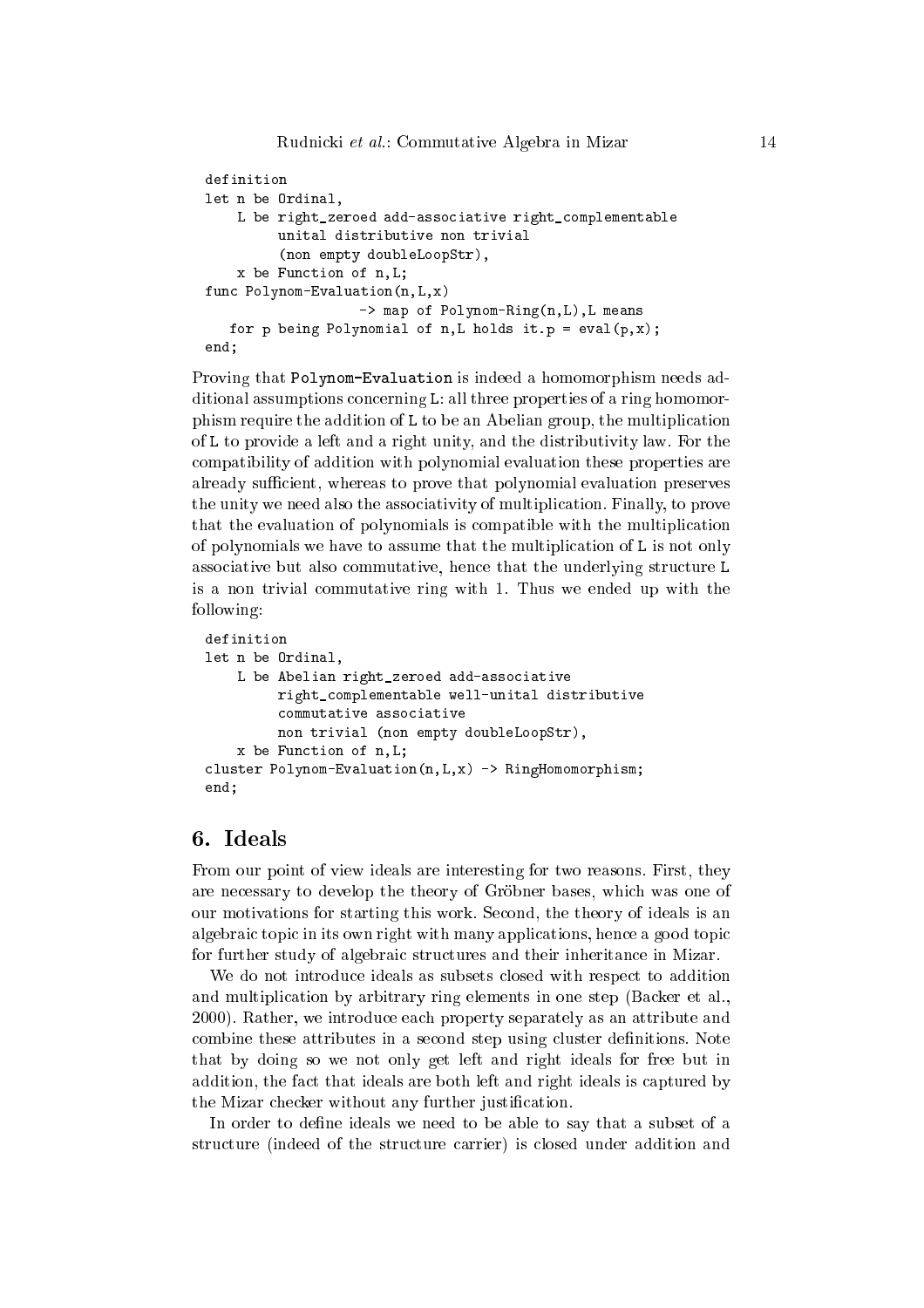```
definition
let n be Ordinal,
    L be right_zeroed add-associative right_complementable
         unital distributive non trivial
         (non empty doubleLoopStr),
    x be Function of n,L;
func Polynom-Evaluation(n,L,x)
                  -> map of Polynom-Ring(n,L),L means
   for p being Polynomial of n,L holds it.p = eval(p,x);
end;
```

Proving that `Polynom-Evaluation` is indeed a homomorphism needs additional assumptions concerning `L`: all three properties of a ring homomorphism require the addition of `L` to be an Abelian group, the multiplication of `L` to provide a left and a right unity, and the distributivity law. For the compatibility of addition with polynomial evaluation these properties are already sufficient, whereas to prove that polynomial evaluation preserves the unity we need also the associativity of multiplication. Finally, to prove that the evaluation of polynomials is compatible with the multiplication of polynomials we have to assume that the multiplication of `L` is not only associative but also commutative, hence that the underlying structure `L` is a non trivial commutative ring with 1. Thus we ended up with the following:

```
definition
let n be Ordinal,
    L be Abelian right_zeroed add-associative
         right_complementable well-unital distributive
         commutative associative
         non trivial (non empty doubleLoopStr),
    x be Function of n,L;
cluster Polynom-Evaluation(n,L,x) -> RingHomomorphism;
end;
```

## 6. Ideals

From our point of view ideals are interesting for two reasons. First, they are necessary to develop the theory of Gröbner bases, which was one of our motivations for starting this work. Second, the theory of ideals is an algebraic topic in its own right with many applications, hence a good topic for further study of algebraic structures and their inheritance in Mizar.

We do not introduce ideals as subsets closed with respect to addition and multiplication by arbitrary ring elements in one step (Backer et al., 2000). Rather, we introduce each property separately as an attribute and combine these attributes in a second step using cluster definitions. Note that by doing so we not only get left and right ideals for free but in addition, the fact that ideals are both left and right ideals is captured by the Mizar checker without any further justification.

In order to define ideals we need to be able to say that a subset of a structure (indeed of the structure carrier) is closed under addition and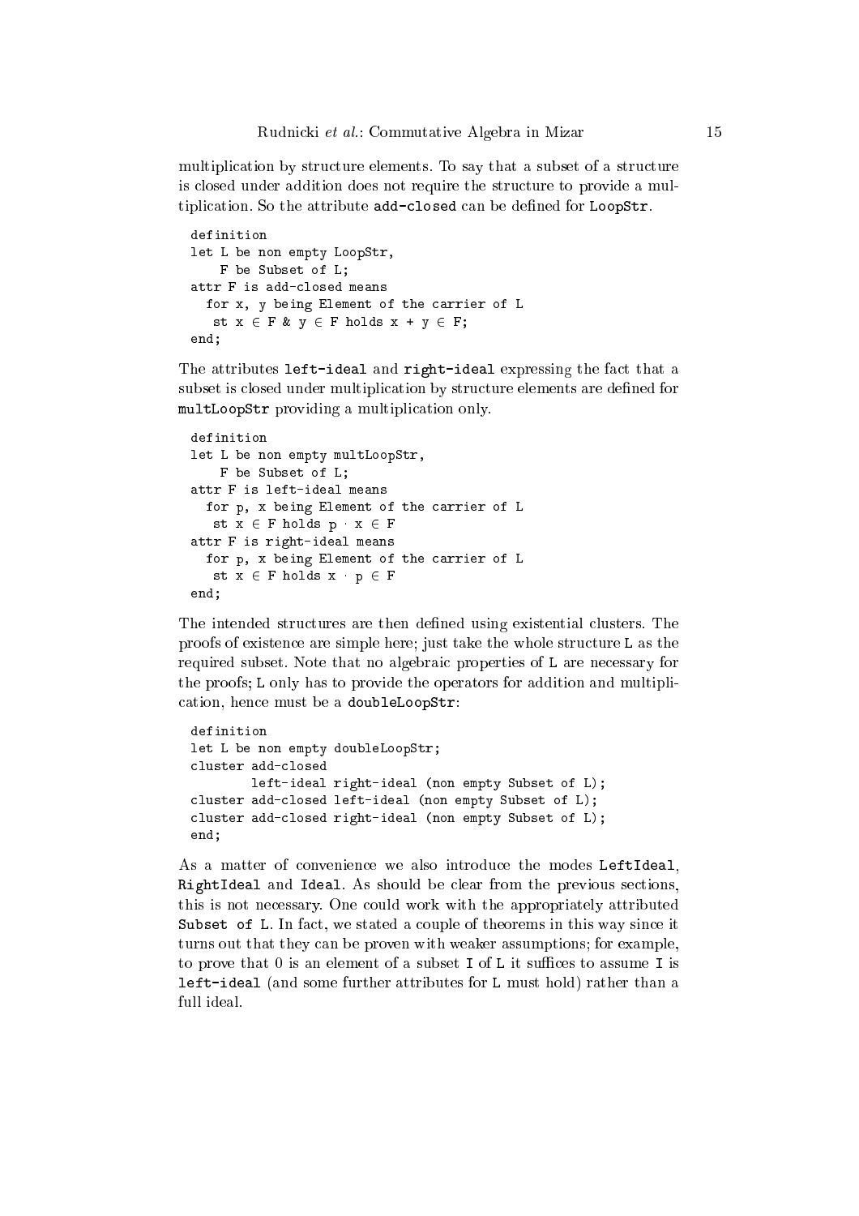multiplication by structure elements. To say that a subset of a structure is closed under addition does not require the structure to provide a multiplication. So the attribute `add-closed` can be defined for `LoopStr`.

```
definition
let L be non empty LoopStr,
    F be Subset of L;
attr F is add-closed means
  for x, y being Element of the carrier of L
   st x ∈ F & y ∈ F holds x + y ∈ F;
end;
```

The attributes `left-ideal` and `right-ideal` expressing the fact that a subset is closed under multiplication by structure elements are defined for `multLoopStr` providing a multiplication only.

```
definition
let L be non empty multLoopStr,
    F be Subset of L;
attr F is left-ideal means
  for p, x being Element of the carrier of L
   st x ∈ F holds p · x ∈ F
attr F is right-ideal means
  for p, x being Element of the carrier of L
   st x ∈ F holds x · p ∈ F
end;
```

The intended structures are then defined using existential clusters. The proofs of existence are simple here; just take the whole structure `L` as the required subset. Note that no algebraic properties of `L` are necessary for the proofs; `L` only has to provide the operators for addition and multiplication, hence must be a `doubleLoopStr`:

```
definition
let L be non empty doubleLoopStr;
cluster add-closed
        left-ideal right-ideal (non empty Subset of L);
cluster add-closed left-ideal (non empty Subset of L);
cluster add-closed right-ideal (non empty Subset of L);
end;
```

As a matter of convenience we also introduce the modes `LeftIdeal`, `RightIdeal` and `Ideal`. As should be clear from the previous sections, this is not necessary. One could work with the appropriately attributed `Subset of L`. In fact, we stated a couple of theorems in this way since it turns out that they can be proven with weaker assumptions; for example, to prove that 0 is an element of a subset `I` of `L` it suffices to assume `I` is `left-ideal` (and some further attributes for `L` must hold) rather than a full ideal.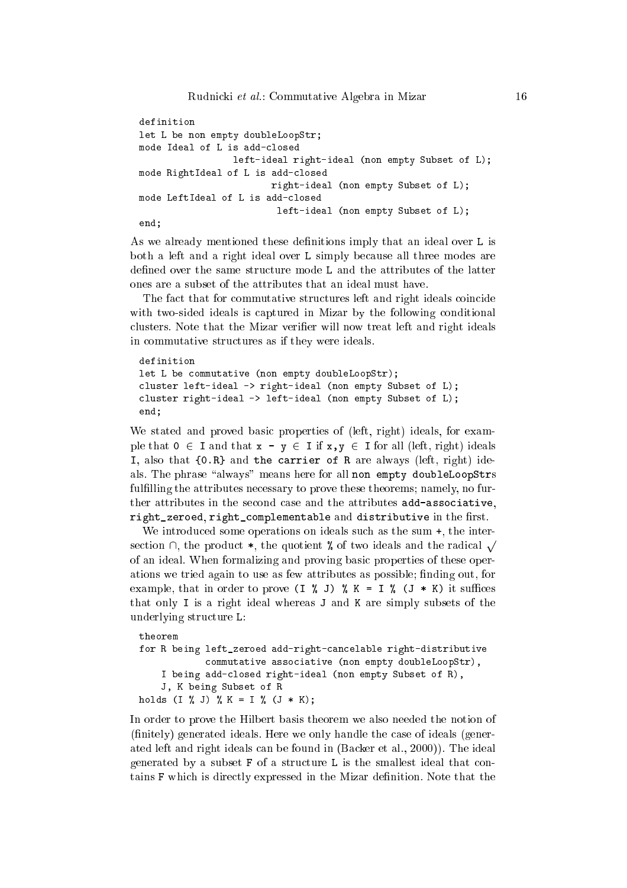```
definition
let L be non empty doubleLoopStr;
mode Ideal of L is add-closed
                left-ideal right-ideal (non empty Subset of L);
mode RightIdeal of L is add-closed
                        right-ideal (non empty Subset of L);
mode LeftIdeal of L is add-closed
                        left-ideal (non empty Subset of L);
end;
```

As we already mentioned these definitions imply that an ideal over `L` is both a left and a right ideal over `L` simply because all three modes are defined over the same structure mode `L` and the attributes of the latter ones are a subset of the attributes that an ideal must have.

The fact that for commutative structures left and right ideals coincide with two-sided ideals is captured in Mizar by the following conditional clusters. Note that the Mizar verifier will now treat left and right ideals in commutative structures as if they were ideals.

```
definition
let L be commutative (non empty doubleLoopStr);
cluster left-ideal -> right-ideal (non empty Subset of L);
cluster right-ideal -> left-ideal (non empty Subset of L);
end;
```

We stated and proved basic properties of (left, right) ideals, for example that `0` $\in$ `I` and that `x - y` $\in$ `I` if `x,y` $\in$ `I` for all (left, right) ideals `I`, also that `{0.R}` and `the carrier of R` are always (left, right) ideals. The phrase "always" means here for all `non empty doubleLoopStrs` fulfilling the attributes necessary to prove these theorems; namely, no further attributes in the second case and the attributes `add-associative`, `right_zeroed`, `right_complementable` and `distributive` in the first.

We introduced some operations on ideals such as the sum `+`, the intersection $\cap$, the product `*`, the quotient `%` of two ideals and the radical $\surd$ of an ideal. When formalizing and proving basic properties of these operations we tried again to use as few attributes as possible; finding out, for example, that in order to prove `(I % J) % K = I % (J * K)` it suffices that only `I` is a right ideal whereas `J` and `K` are simply subsets of the underlying structure `L`:

```
theorem
for R being left_zeroed add-right-cancelable right-distributive
            commutative associative (non empty doubleLoopStr),
    I being add-closed right-ideal (non empty Subset of R),
    J, K being Subset of R
holds (I % J) % K = I % (J * K);
```

In order to prove the Hilbert basis theorem we also needed the notion of (finitely) generated ideals. Here we only handle the case of ideals (generated left and right ideals can be found in (Backer et al., 2000)). The ideal generated by a subset `F` of a structure `L` is the smallest ideal that contains `F` which is directly expressed in the Mizar definition. Note that the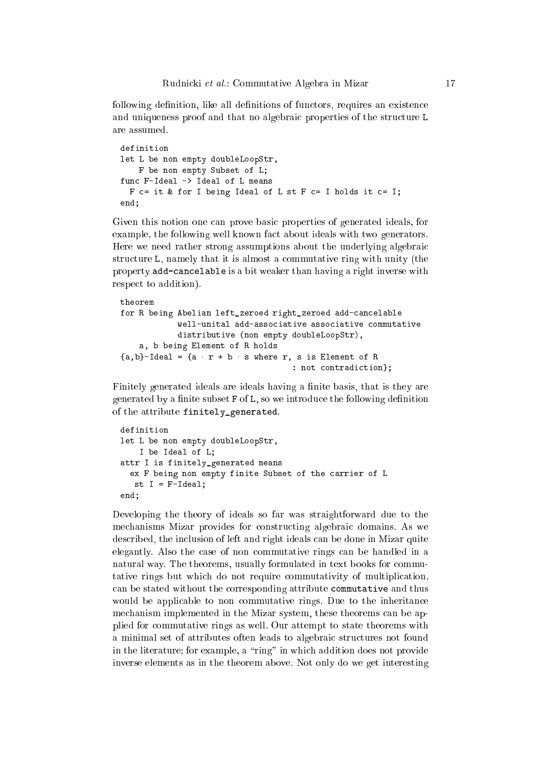following definition, like all definitions of functors, requires an existence and uniqueness proof and that no algebraic properties of the structure L are assumed.

```
definition
let L be non empty doubleLoopStr,
    F be non empty Subset of L;
func F-Ideal -> Ideal of L means
  F c= it & for I being Ideal of L st F c= I holds it c= I;
end;
```

Given this notion one can prove basic properties of generated ideals, for example, the following well known fact about ideals with two generators. Here we need rather strong assumptions about the underlying algebraic structure L, namely that it is almost a commutative ring with unity (the property add-cancelable is a bit weaker than having a right inverse with respect to addition).

```
theorem
for R being Abelian left_zeroed right_zeroed add-cancelable
            well-unital add-associative associative commutative
            distributive (non empty doubleLoopStr),
    a, b being Element of R holds
{a,b}-Ideal = {a · r + b · s where r, s is Element of R
                                       : not contradiction};
```

Finitely generated ideals are ideals having a finite basis, that is they are generated by a finite subset F of L, so we introduce the following definition of the attribute finitely_generated.

```
definition
let L be non empty doubleLoopStr,
    I be Ideal of L;
attr I is finitely_generated means
  ex F being non empty finite Subset of the carrier of L
   st I = F-Ideal;
end;
```

Developing the theory of ideals so far was straightforward due to the mechanisms Mizar provides for constructing algebraic domains. As we described, the inclusion of left and right ideals can be done in Mizar quite elegantly. Also the case of non commutative rings can be handled in a natural way. The theorems, usually formulated in text books for commutative rings but which do not require commutativity of multiplication, can be stated without the corresponding attribute commutative and thus would be applicable to non commutative rings. Due to the inheritance mechanism implemented in the Mizar system, these theorems can be applied for commutative rings as well. Our attempt to state theorems with a minimal set of attributes often leads to algebraic structures not found in the literature; for example, a "ring" in which addition does not provide inverse elements as in the theorem above. Not only do we get interesting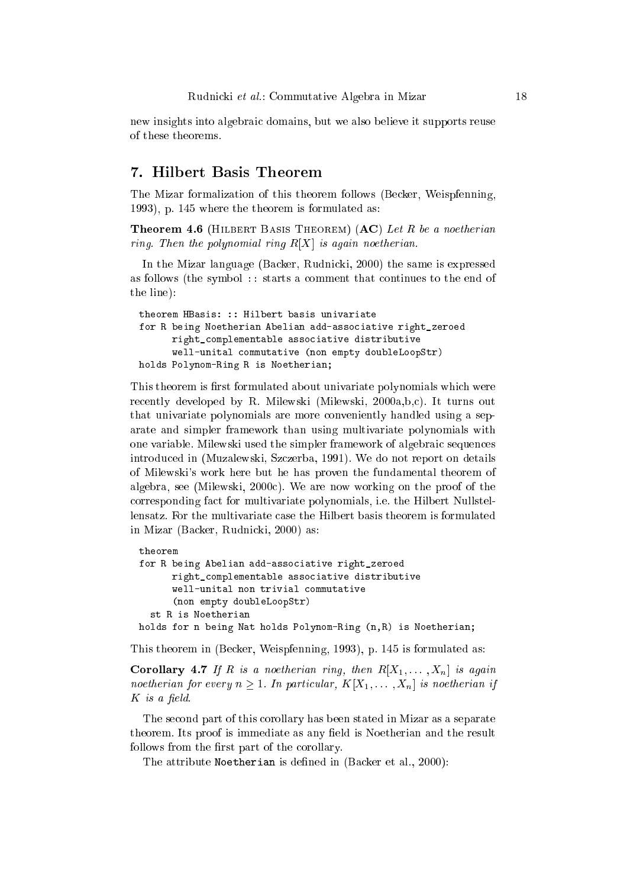new insights into algebraic domains, but we also believe it supports reuse of these theorems.

## 7. Hilbert Basis Theorem

The Mizar formalization of this theorem follows (Becker, Weispfenning, 1993), p. 145 where the theorem is formulated as:

**Theorem 4.6** (Hilbert Basis Theorem) (**AC**) *Let R be a noetherian ring. Then the polynomial ring R[X] is again noetherian.*

In the Mizar language (Backer, Rudnicki, 2000) the same is expressed as follows (the symbol :: starts a comment that continues to the end of the line):

```
theorem HBasis: :: Hilbert basis univariate
for R being Noetherian Abelian add-associative right_zeroed
      right_complementable associative distributive
      well-unital commutative (non empty doubleLoopStr)
holds Polynom-Ring R is Noetherian;
```

This theorem is first formulated about univariate polynomials which were recently developed by R. Milewski (Milewski, 2000a,b,c). It turns out that univariate polynomials are more conveniently handled using a separate and simpler framework than using multivariate polynomials with one variable. Milewski used the simpler framework of algebraic sequences introduced in (Muzalewski, Szczerba, 1991). We do not report on details of Milewski's work here but he has proven the fundamental theorem of algebra, see (Milewski, 2000c). We are now working on the proof of the corresponding fact for multivariate polynomials, i.e. the Hilbert Nullstellensatz. For the multivariate case the Hilbert basis theorem is formulated in Mizar (Backer, Rudnicki, 2000) as:

```
theorem
for R being Abelian add-associative right_zeroed
      right_complementable associative distributive
      well-unital non trivial commutative
      (non empty doubleLoopStr)
  st R is Noetherian
holds for n being Nat holds Polynom-Ring (n,R) is Noetherian;
```

This theorem in (Becker, Weispfenning, 1993), p. 145 is formulated as:

**Corollary 4.7** *If R is a noetherian ring, then* $R[X_1, \ldots, X_n]$ *is again noetherian for every* $n \geq 1$. *In particular,* $K[X_1, \ldots, X_n]$ *is noetherian if K is a field.*

The second part of this corollary has been stated in Mizar as a separate theorem. Its proof is immediate as any field is Noetherian and the result follows from the first part of the corollary.

The attribute `Noetherian` is defined in (Backer et al., 2000):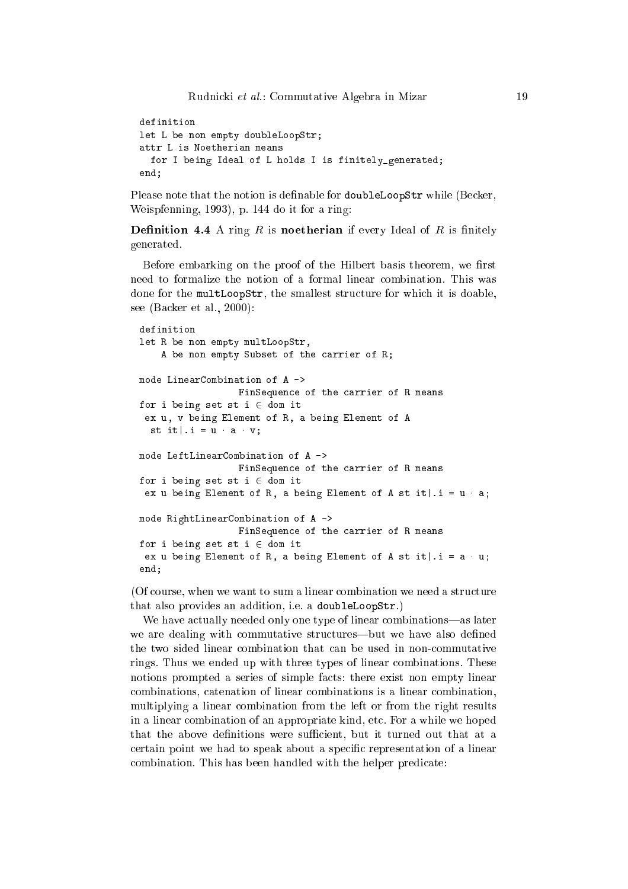```
definition
let L be non empty doubleLoopStr;
attr L is Noetherian means
  for I being Ideal of L holds I is finitely_generated;
end;
```

Please note that the notion is definable for `doubleLoopStr` while (Becker, Weispfenning, 1993), p. 144 do it for a ring:

**Definition 4.4** A ring $R$ is **noetherian** if every Ideal of $R$ is finitely generated.

Before embarking on the proof of the Hilbert basis theorem, we first need to formalize the notion of a formal linear combination. This was done for the `multLoopStr`, the smallest structure for which it is doable, see (Backer et al., 2000):

```
definition
let R be non empty multLoopStr,
    A be non empty Subset of the carrier of R;

mode LinearCombination of A ->
                  FinSequence of the carrier of R means
for i being set st i ∈ dom it
 ex u, v being Element of R, a being Element of A
  st it|.i = u · a · v;

mode LeftLinearCombination of A ->
                  FinSequence of the carrier of R means
for i being set st i ∈ dom it
 ex u being Element of R, a being Element of A st it|.i = u · a;

mode RightLinearCombination of A ->
                  FinSequence of the carrier of R means
for i being set st i ∈ dom it
 ex u being Element of R, a being Element of A st it|.i = a · u;
end;
```

(Of course, when we want to sum a linear combination we need a structure that also provides an addition, i.e. a `doubleLoopStr`.)

We have actually needed only one type of linear combinations—as later we are dealing with commutative structures—but we have also defined the two sided linear combination that can be used in non-commutative rings. Thus we ended up with three types of linear combinations. These notions prompted a series of simple facts: there exist non empty linear combinations, catenation of linear combinations is a linear combination, multiplying a linear combination from the left or from the right results in a linear combination of an appropriate kind, etc. For a while we hoped that the above definitions were sufficient, but it turned out that at a certain point we had to speak about a specific representation of a linear combination. This has been handled with the helper predicate: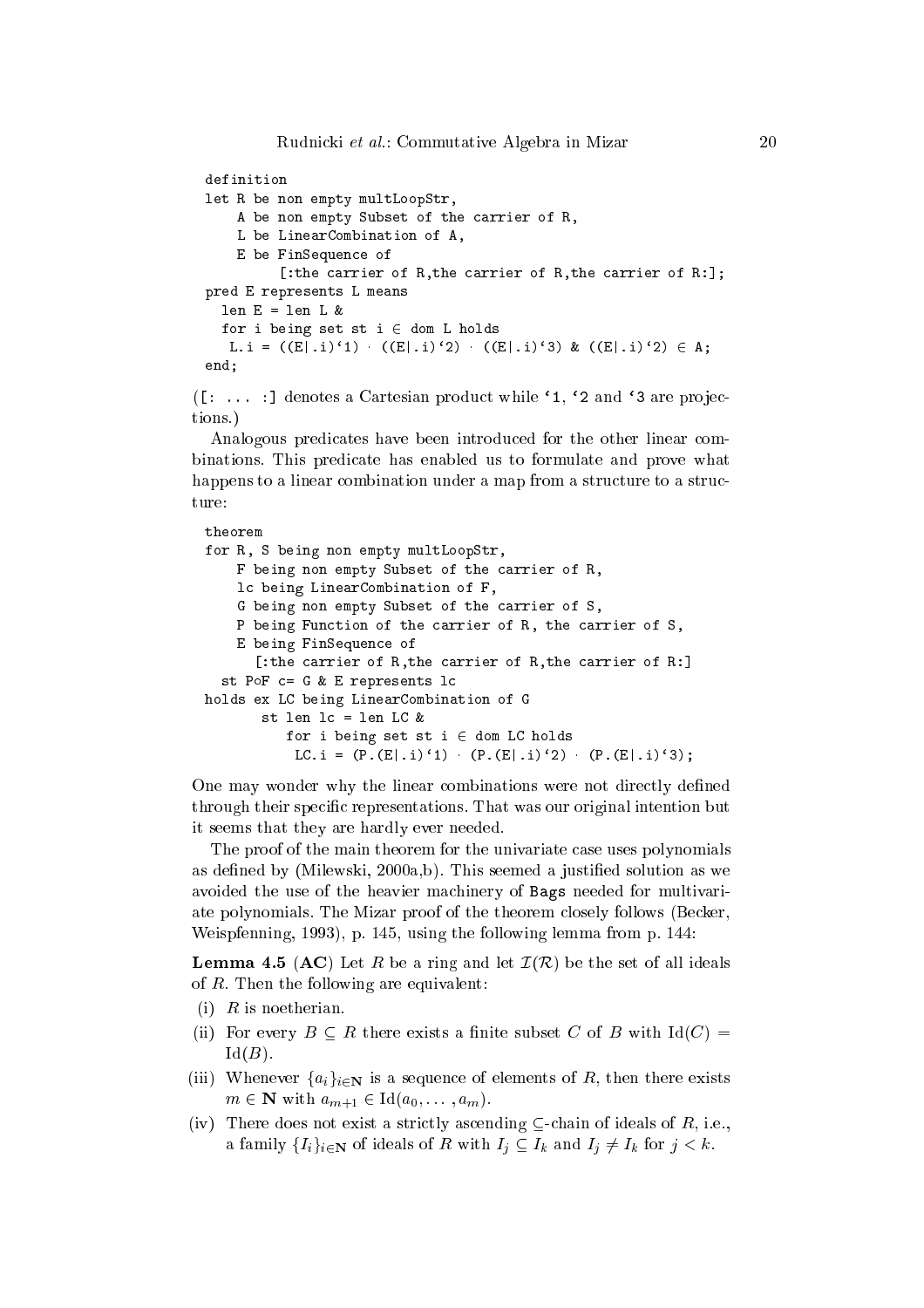```
definition
let R be non empty multLoopStr,
    A be non empty Subset of the carrier of R,
    L be LinearCombination of A,
    E be FinSequence of
         [:the carrier of R,the carrier of R,the carrier of R:];
pred E represents L means
  len E = len L &
  for i being set st i ∈ dom L holds
   L.i = ((E|.i)‘1) · ((E|.i)‘2) · ((E|.i)‘3) & ((E|.i)‘2) ∈ A;
end;
```

(`[: ... :]` denotes a Cartesian product while `‘1`, `‘2` and `‘3` are projections.)

Analogous predicates have been introduced for the other linear combinations. This predicate has enabled us to formulate and prove what happens to a linear combination under a map from a structure to a structure:

```
theorem
for R, S being non empty multLoopStr,
    F being non empty Subset of the carrier of R,
    lc being LinearCombination of F,
    G being non empty Subset of the carrier of S,
    P being Function of the carrier of R, the carrier of S,
    E being FinSequence of
      [:the carrier of R,the carrier of R,the carrier of R:]
  st P◦F c= G & E represents lc
holds ex LC being LinearCombination of G
       st len lc = len LC &
          for i being set st i ∈ dom LC holds
           LC.i = (P.(E|.i)‘1) · (P.(E|.i)‘2) · (P.(E|.i)‘3);
```

One may wonder why the linear combinations were not directly defined through their specific representations. That was our original intention but it seems that they are hardly ever needed.

The proof of the main theorem for the univariate case uses polynomials as defined by (Milewski, 2000a,b). This seemed a justified solution as we avoided the use of the heavier machinery of `Bags` needed for multivariate polynomials. The Mizar proof of the theorem closely follows (Becker, Weispfenning, 1993), p. 145, using the following lemma from p. 144:

**Lemma 4.5** (**AC**) Let $R$ be a ring and let $\mathcal{I}(\mathcal{R})$ be the set of all ideals of $R$. Then the following are equivalent:

(i) $R$ is noetherian.

(ii) For every $B \subseteq R$ there exists a finite subset $C$ of $B$ with $\mathrm{Id}(C) = \mathrm{Id}(B)$.

(iii) Whenever $\{a_i\}_{i \in \mathbf{N}}$ is a sequence of elements of $R$, then there exists $m \in \mathbf{N}$ with $a_{m+1} \in \mathrm{Id}(a_0, \ldots, a_m)$.

(iv) There does not exist a strictly ascending $\subseteq$-chain of ideals of $R$, i.e., a family $\{I_i\}_{i \in \mathbf{N}}$ of ideals of $R$ with $I_j \subseteq I_k$ and $I_j \neq I_k$ for $j < k$.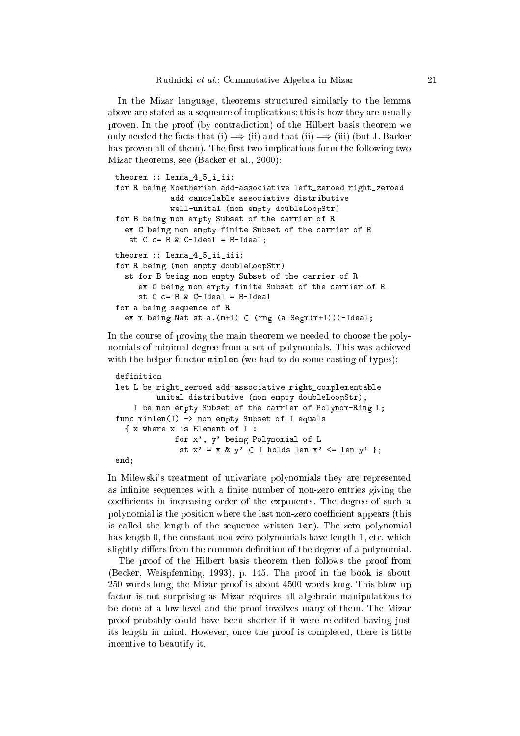In the Mizar language, theorems structured similarly to the lemma above are stated as a sequence of implications: this is how they are usually proven. In the proof (by contradiction) of the Hilbert basis theorem we only needed the facts that (i) $\Longrightarrow$ (ii) and that (ii) $\Longrightarrow$ (iii) (but J. Backer has proven all of them). The first two implications form the following two Mizar theorems, see (Backer et al., 2000):

```
theorem :: Lemma_4_5_i_ii:
for R being Noetherian add-associative left_zeroed right_zeroed
            add-cancelable associative distributive
            well-unital (non empty doubleLoopStr)
for B being non empty Subset of the carrier of R
  ex C being non empty finite Subset of the carrier of R
   st C c= B & C-Ideal = B-Ideal;

theorem :: Lemma_4_5_ii_iii:
for R being (non empty doubleLoopStr)
  st for B being non empty Subset of the carrier of R
     ex C being non empty finite Subset of the carrier of R
     st C c= B & C-Ideal = B-Ideal
for a being sequence of R
  ex m being Nat st a.(m+1) ∈ (rng (a|Segm(m+1)))-Ideal;
```

In the course of proving the main theorem we needed to choose the polynomials of minimal degree from a set of polynomials. This was achieved with the helper functor `minlen` (we had to do some casting of types):

```
definition
let L be right_zeroed add-associative right_complementable
         unital distributive (non empty doubleLoopStr),
    I be non empty Subset of the carrier of Polynom-Ring L;
func minlen(I) -> non empty Subset of I equals
  { x where x is Element of I :
            for x', y' being Polynomial of L
             st x' = x & y' ∈ I holds len x' <= len y' };
end;
```

In Milewski's treatment of univariate polynomials they are represented as infinite sequences with a finite number of non-zero entries giving the coefficients in increasing order of the exponents. The degree of such a polynomial is the position where the last non-zero coefficient appears (this is called the length of the sequence written `len`). The zero polynomial has length 0, the constant non-zero polynomials have length 1, etc. which slightly differs from the common definition of the degree of a polynomial.

The proof of the Hilbert basis theorem then follows the proof from (Becker, Weispfenning, 1993), p. 145. The proof in the book is about 250 words long, the Mizar proof is about 4500 words long. This blow up factor is not surprising as Mizar requires all algebraic manipulations to be done at a low level and the proof involves many of them. The Mizar proof probably could have been shorter if it were re-edited having just its length in mind. However, once the proof is completed, there is little incentive to beautify it.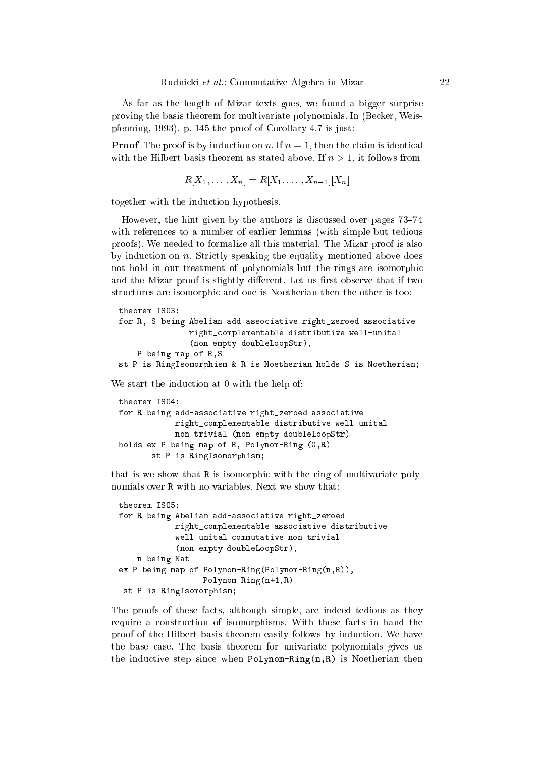As far as the length of Mizar texts goes, we found a bigger surprise proving the basis theorem for multivariate polynomials. In (Becker, Weispfenning, 1993), p. 145 the proof of Corollary 4.7 is just:

**Proof** The proof is by induction on $n$. If $n = 1$, then the claim is identical with the Hilbert basis theorem as stated above. If $n > 1$, it follows from

$$R[X_1, \ldots, X_n] = R[X_1, \ldots, X_{n-1}][X_n]$$

together with the induction hypothesis.

However, the hint given by the authors is discussed over pages 73–74 with references to a number of earlier lemmas (with simple but tedious proofs). We needed to formalize all this material. The Mizar proof is also by induction on $n$. Strictly speaking the equality mentioned above does not hold in our treatment of polynomials but the rings are isomorphic and the Mizar proof is slightly different. Let us first observe that if two structures are isomorphic and one is Noetherian then the other is too:

```
theorem ISO3:
for R, S being Abelian add-associative right_zeroed associative
               right_complementable distributive well-unital
               (non empty doubleLoopStr),
    P being map of R,S
st P is RingIsomorphism & R is Noetherian holds S is Noetherian;
```

We start the induction at 0 with the help of:

```
theorem ISO4:
for R being add-associative right_zeroed associative
            right_complementable distributive well-unital
            non trivial (non empty doubleLoopStr)
holds ex P being map of R, Polynom-Ring (0,R)
       st P is RingIsomorphism;
```

that is we show that `R` is isomorphic with the ring of multivariate polynomials over `R` with no variables. Next we show that:

```
theorem ISO5:
for R being Abelian add-associative right_zeroed
            right_complementable associative distributive
            well-unital commutative non trivial
            (non empty doubleLoopStr),
    n being Nat
ex P being map of Polynom-Ring(Polynom-Ring(n,R)),
                  Polynom-Ring(n+1,R)
 st P is RingIsomorphism;
```

The proofs of these facts, although simple, are indeed tedious as they require a construction of isomorphisms. With these facts in hand the proof of the Hilbert basis theorem easily follows by induction. We have the base case. The basis theorem for univariate polynomials gives us the inductive step since when `Polynom-Ring(n,R)` is Noetherian then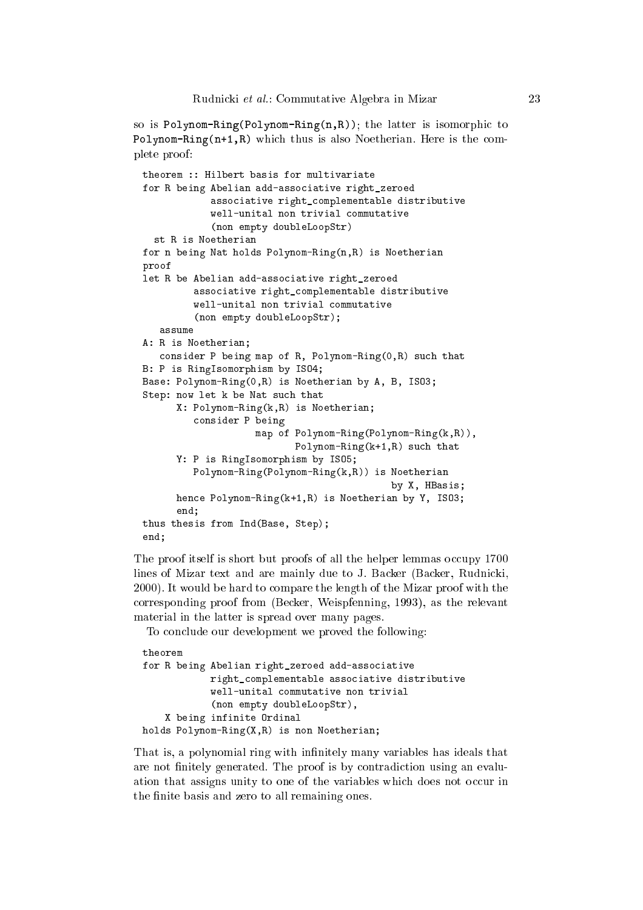so is `Polynom-Ring(Polynom-Ring(n,R))`; the latter is isomorphic to `Polynom-Ring(n+1,R)` which thus is also Noetherian. Here is the complete proof:

```
theorem :: Hilbert basis for multivariate
for R being Abelian add-associative right_zeroed
            associative right_complementable distributive
            well-unital non trivial commutative
            (non empty doubleLoopStr)
  st R is Noetherian
for n being Nat holds Polynom-Ring(n,R) is Noetherian
proof
let R be Abelian add-associative right_zeroed
         associative right_complementable distributive
         well-unital non trivial commutative
         (non empty doubleLoopStr);
   assume
A: R is Noetherian;
   consider P being map of R, Polynom-Ring(0,R) such that
B: P is RingIsomorphism by ISO4;
Base: Polynom-Ring(0,R) is Noetherian by A, B, ISO3;
Step: now let k be Nat such that
      X: Polynom-Ring(k,R) is Noetherian;
         consider P being
                   map of Polynom-Ring(Polynom-Ring(k,R)),
                          Polynom-Ring(k+1,R) such that
      Y: P is RingIsomorphism by ISO5;
         Polynom-Ring(Polynom-Ring(k,R)) is Noetherian
                                              by X, HBasis;
      hence Polynom-Ring(k+1,R) is Noetherian by Y, ISO3;
      end;
thus thesis from Ind(Base, Step);
end;
```

The proof itself is short but proofs of all the helper lemmas occupy 1700 lines of Mizar text and are mainly due to J. Backer (Backer, Rudnicki, 2000). It would be hard to compare the length of the Mizar proof with the corresponding proof from (Becker, Weispfenning, 1993), as the relevant material in the latter is spread over many pages.

To conclude our development we proved the following:

```
theorem
for R being Abelian right_zeroed add-associative
            right_complementable associative distributive
            well-unital commutative non trivial
            (non empty doubleLoopStr),
    X being infinite Ordinal
holds Polynom-Ring(X,R) is non Noetherian;
```

That is, a polynomial ring with infinitely many variables has ideals that are not finitely generated. The proof is by contradiction using an evaluation that assigns unity to one of the variables which does not occur in the finite basis and zero to all remaining ones.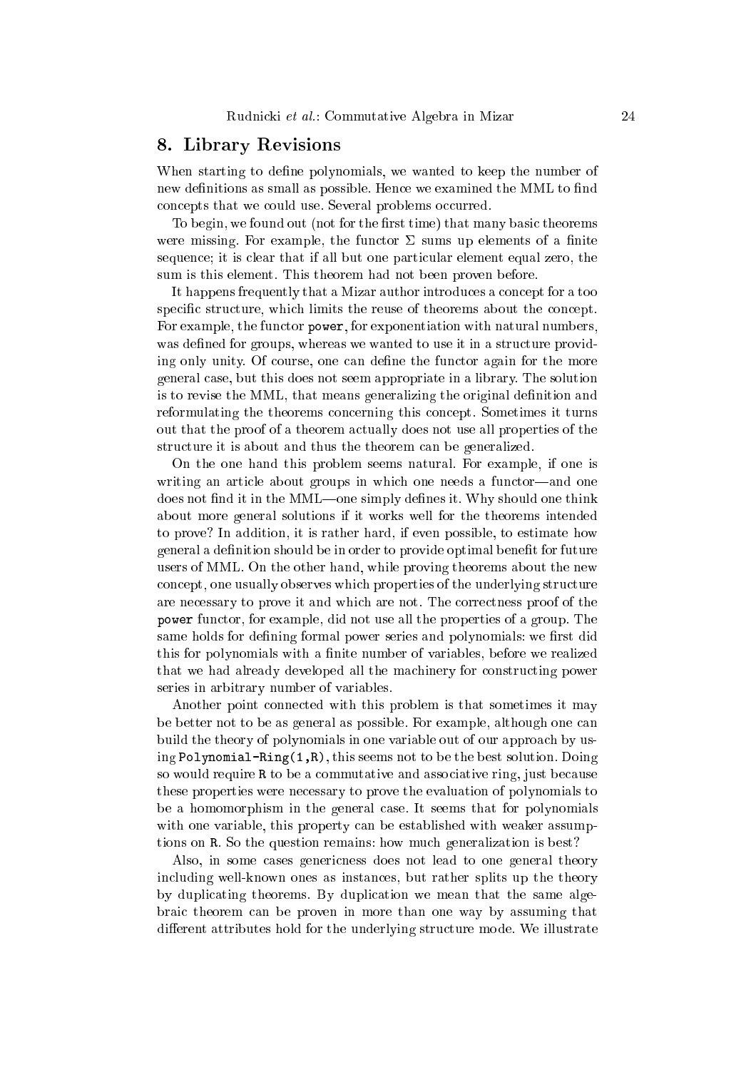## 8. Library Revisions

When starting to define polynomials, we wanted to keep the number of new definitions as small as possible. Hence we examined the MML to find concepts that we could use. Several problems occurred.

To begin, we found out (not for the first time) that many basic theorems were missing. For example, the functor $\Sigma$ sums up elements of a finite sequence; it is clear that if all but one particular element equal zero, the sum is this element. This theorem had not been proven before.

It happens frequently that a Mizar author introduces a concept for a too specific structure, which limits the reuse of theorems about the concept. For example, the functor `power`, for exponentiation with natural numbers, was defined for groups, whereas we wanted to use it in a structure providing only unity. Of course, one can define the functor again for the more general case, but this does not seem appropriate in a library. The solution is to revise the MML, that means generalizing the original definition and reformulating the theorems concerning this concept. Sometimes it turns out that the proof of a theorem actually does not use all properties of the structure it is about and thus the theorem can be generalized.

On the one hand this problem seems natural. For example, if one is writing an article about groups in which one needs a functor—and one does not find it in the MML—one simply defines it. Why should one think about more general solutions if it works well for the theorems intended to prove? In addition, it is rather hard, if even possible, to estimate how general a definition should be in order to provide optimal benefit for future users of MML. On the other hand, while proving theorems about the new concept, one usually observes which properties of the underlying structure are necessary to prove it and which are not. The correctness proof of the `power` functor, for example, did not use all the properties of a group. The same holds for defining formal power series and polynomials: we first did this for polynomials with a finite number of variables, before we realized that we had already developed all the machinery for constructing power series in arbitrary number of variables.

Another point connected with this problem is that sometimes it may be better not to be as general as possible. For example, although one can build the theory of polynomials in one variable out of our approach by using `Polynomial-Ring(1,R)`, this seems not to be the best solution. Doing so would require `R` to be a commutative and associative ring, just because these properties were necessary to prove the evaluation of polynomials to be a homomorphism in the general case. It seems that for polynomials with one variable, this property can be established with weaker assumptions on `R`. So the question remains: how much generalization is best?

Also, in some cases genericness does not lead to one general theory including well-known ones as instances, but rather splits up the theory by duplicating theorems. By duplication we mean that the same algebraic theorem can be proven in more than one way by assuming that different attributes hold for the underlying structure mode. We illustrate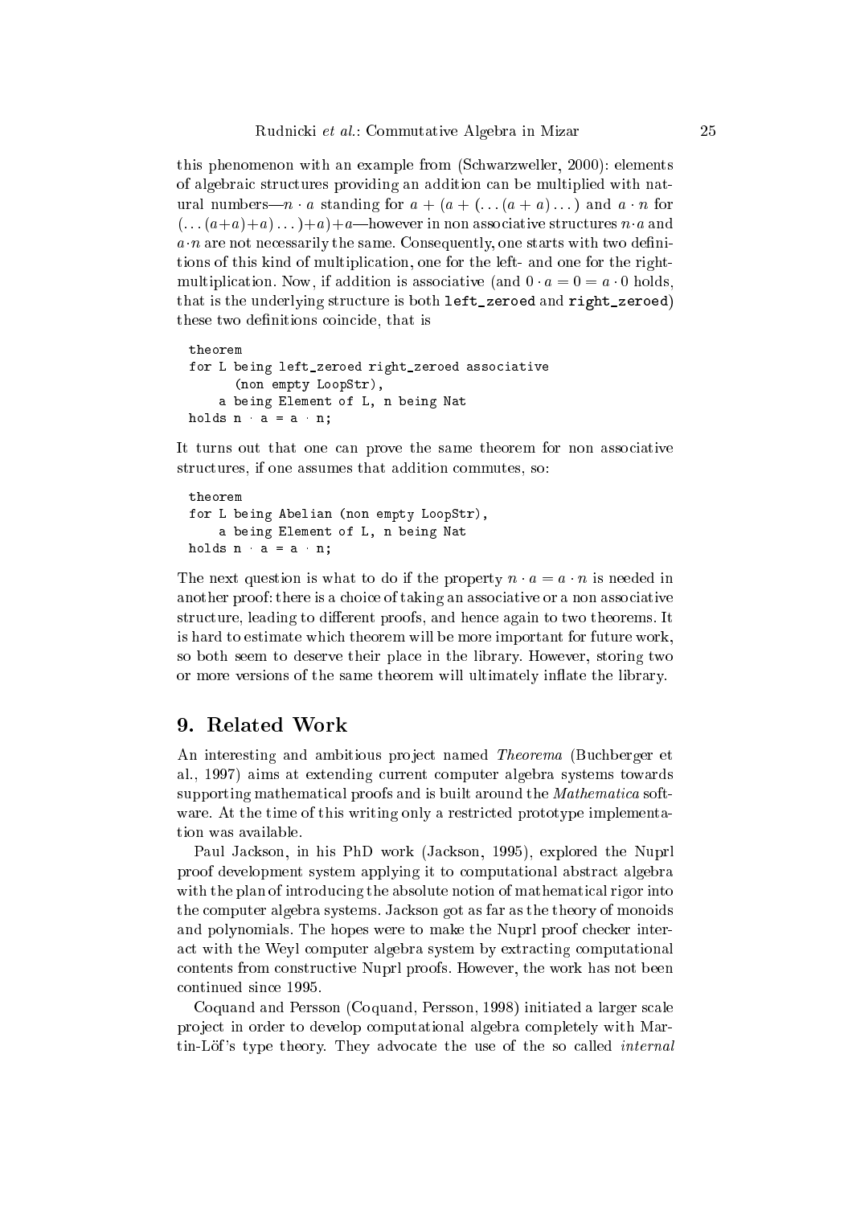this phenomenon with an example from (Schwarzweller, 2000): elements of algebraic structures providing an addition can be multiplied with natural numbers—$n \cdot a$ standing for $a + (a + (\dots(a + a)\dots)$ and $a \cdot n$ for $(\dots(a+a)+a)\dots)+a$—however in non associative structures $n \cdot a$ and $a \cdot n$ are not necessarily the same. Consequently, one starts with two definitions of this kind of multiplication, one for the left- and one for the right-multiplication. Now, if addition is associative (and $0 \cdot a = 0 = a \cdot 0$ holds, that is the underlying structure is both `left_zeroed` and `right_zeroed`) these two definitions coincide, that is

```
theorem
for L being left_zeroed right_zeroed associative
      (non empty LoopStr),
    a being Element of L, n being Nat
holds n · a = a · n;
```

It turns out that one can prove the same theorem for non associative structures, if one assumes that addition commutes, so:

```
theorem
for L being Abelian (non empty LoopStr),
    a being Element of L, n being Nat
holds n · a = a · n;
```

The next question is what to do if the property $n \cdot a = a \cdot n$ is needed in another proof: there is a choice of taking an associative or a non associative structure, leading to different proofs, and hence again to two theorems. It is hard to estimate which theorem will be more important for future work, so both seem to deserve their place in the library. However, storing two or more versions of the same theorem will ultimately inflate the library.

## 9. Related Work

An interesting and ambitious project named *Theorema* (Buchberger et al., 1997) aims at extending current computer algebra systems towards supporting mathematical proofs and is built around the *Mathematica* software. At the time of this writing only a restricted prototype implementation was available.

Paul Jackson, in his PhD work (Jackson, 1995), explored the Nuprl proof development system applying it to computational abstract algebra with the plan of introducing the absolute notion of mathematical rigor into the computer algebra systems. Jackson got as far as the theory of monoids and polynomials. The hopes were to make the Nuprl proof checker interact with the Weyl computer algebra system by extracting computational contents from constructive Nuprl proofs. However, the work has not been continued since 1995.

Coquand and Persson (Coquand, Persson, 1998) initiated a larger scale project in order to develop computational algebra completely with Martin-Löf's type theory. They advocate the use of the so called *internal*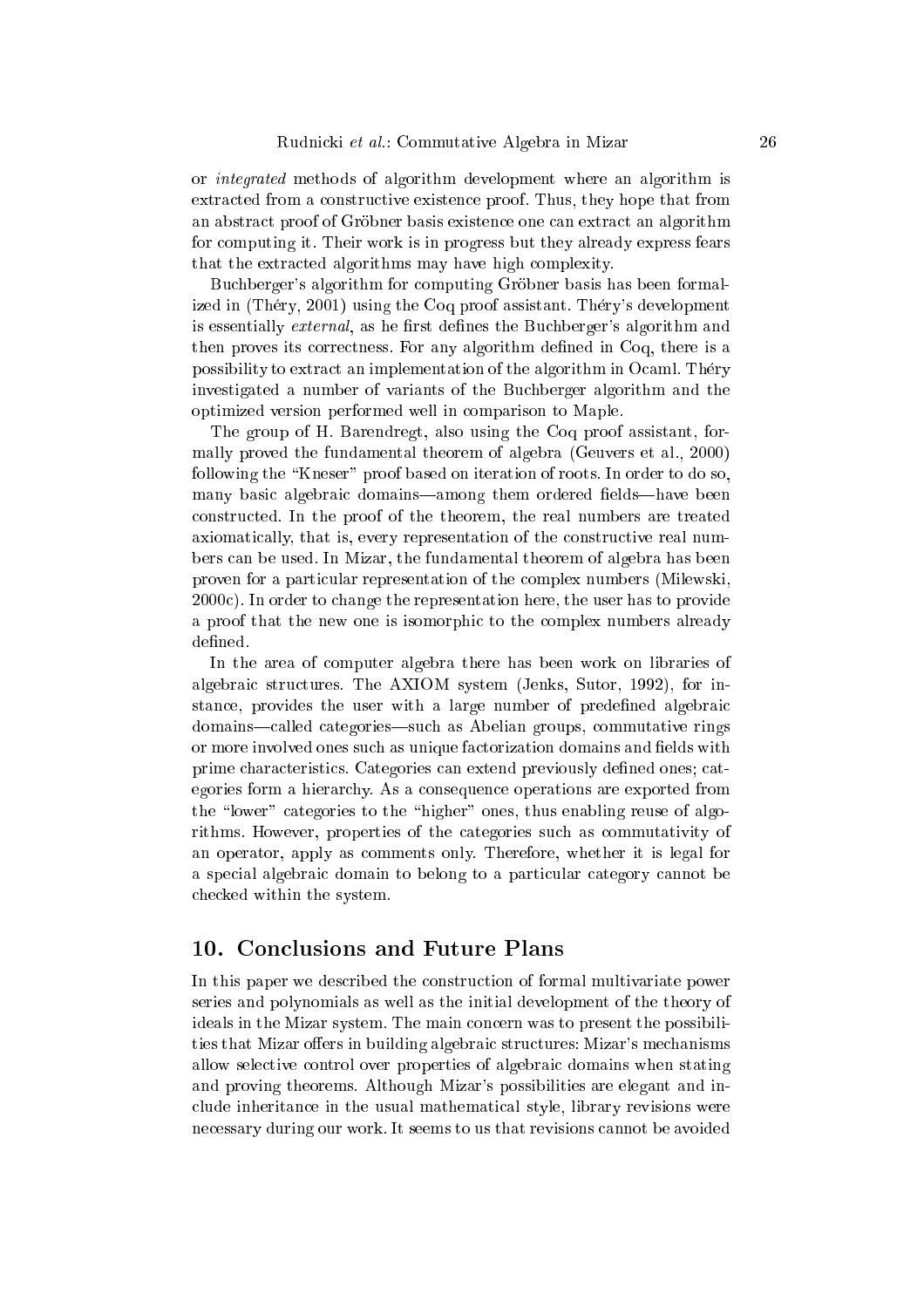or *integrated* methods of algorithm development where an algorithm is extracted from a constructive existence proof. Thus, they hope that from an abstract proof of Gröbner basis existence one can extract an algorithm for computing it. Their work is in progress but they already express fears that the extracted algorithms may have high complexity.

Buchberger's algorithm for computing Gröbner basis has been formalized in (Théry, 2001) using the Coq proof assistant. Théry's development is essentially *external*, as he first defines the Buchberger's algorithm and then proves its correctness. For any algorithm defined in Coq, there is a possibility to extract an implementation of the algorithm in Ocaml. Théry investigated a number of variants of the Buchberger algorithm and the optimized version performed well in comparison to Maple.

The group of H. Barendregt, also using the Coq proof assistant, formally proved the fundamental theorem of algebra (Geuvers et al., 2000) following the "Kneser" proof based on iteration of roots. In order to do so, many basic algebraic domains—among them ordered fields—have been constructed. In the proof of the theorem, the real numbers are treated axiomatically, that is, every representation of the constructive real numbers can be used. In Mizar, the fundamental theorem of algebra has been proven for a particular representation of the complex numbers (Milewski, 2000c). In order to change the representation here, the user has to provide a proof that the new one is isomorphic to the complex numbers already defined.

In the area of computer algebra there has been work on libraries of algebraic structures. The AXIOM system (Jenks, Sutor, 1992), for instance, provides the user with a large number of predefined algebraic domains—called categories—such as Abelian groups, commutative rings or more involved ones such as unique factorization domains and fields with prime characteristics. Categories can extend previously defined ones; categories form a hierarchy. As a consequence operations are exported from the "lower" categories to the "higher" ones, thus enabling reuse of algorithms. However, properties of the categories such as commutativity of an operator, apply as comments only. Therefore, whether it is legal for a special algebraic domain to belong to a particular category cannot be checked within the system.

## 10. Conclusions and Future Plans

In this paper we described the construction of formal multivariate power series and polynomials as well as the initial development of the theory of ideals in the Mizar system. The main concern was to present the possibilities that Mizar offers in building algebraic structures: Mizar's mechanisms allow selective control over properties of algebraic domains when stating and proving theorems. Although Mizar's possibilities are elegant and include inheritance in the usual mathematical style, library revisions were necessary during our work. It seems to us that revisions cannot be avoided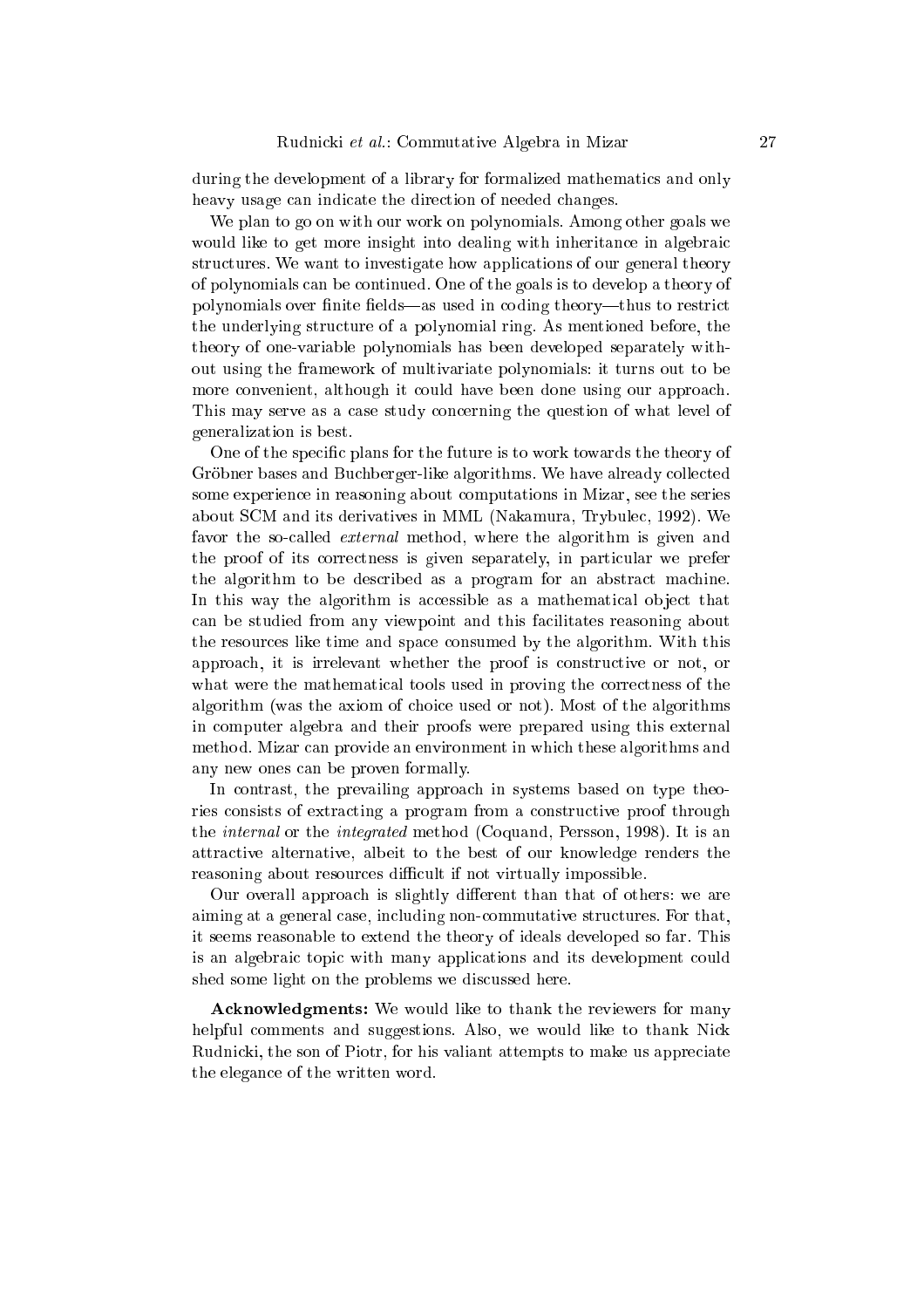during the development of a library for formalized mathematics and only heavy usage can indicate the direction of needed changes.

We plan to go on with our work on polynomials. Among other goals we would like to get more insight into dealing with inheritance in algebraic structures. We want to investigate how applications of our general theory of polynomials can be continued. One of the goals is to develop a theory of polynomials over finite fields—as used in coding theory—thus to restrict the underlying structure of a polynomial ring. As mentioned before, the theory of one-variable polynomials has been developed separately without using the framework of multivariate polynomials: it turns out to be more convenient, although it could have been done using our approach. This may serve as a case study concerning the question of what level of generalization is best.

One of the specific plans for the future is to work towards the theory of Gröbner bases and Buchberger-like algorithms. We have already collected some experience in reasoning about computations in Mizar, see the series about SCM and its derivatives in MML (Nakamura, Trybulec, 1992). We favor the so-called *external* method, where the algorithm is given and the proof of its correctness is given separately, in particular we prefer the algorithm to be described as a program for an abstract machine. In this way the algorithm is accessible as a mathematical object that can be studied from any viewpoint and this facilitates reasoning about the resources like time and space consumed by the algorithm. With this approach, it is irrelevant whether the proof is constructive or not, or what were the mathematical tools used in proving the correctness of the algorithm (was the axiom of choice used or not). Most of the algorithms in computer algebra and their proofs were prepared using this external method. Mizar can provide an environment in which these algorithms and any new ones can be proven formally.

In contrast, the prevailing approach in systems based on type theories consists of extracting a program from a constructive proof through the *internal* or the *integrated* method (Coquand, Persson, 1998). It is an attractive alternative, albeit to the best of our knowledge renders the reasoning about resources difficult if not virtually impossible.

Our overall approach is slightly different than that of others: we are aiming at a general case, including non-commutative structures. For that, it seems reasonable to extend the theory of ideals developed so far. This is an algebraic topic with many applications and its development could shed some light on the problems we discussed here.

**Acknowledgments:** We would like to thank the reviewers for many helpful comments and suggestions. Also, we would like to thank Nick Rudnicki, the son of Piotr, for his valiant attempts to make us appreciate the elegance of the written word.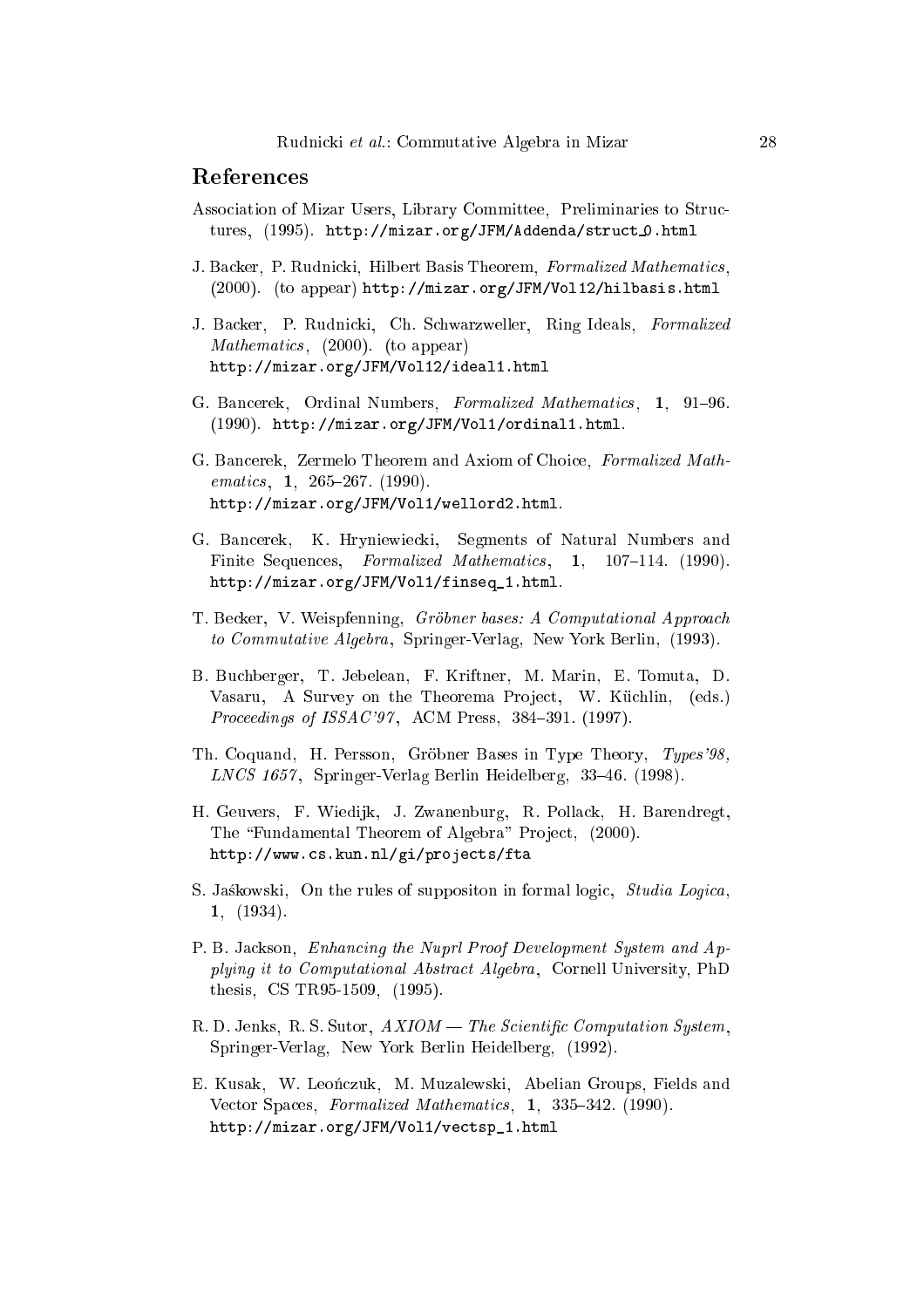## References

Association of Mizar Users, Library Committee, Preliminaries to Structures, (1995). http://mizar.org/JFM/Addenda/struct_0.html

J. Backer, P. Rudnicki, Hilbert Basis Theorem, *Formalized Mathematics*, (2000). (to appear) http://mizar.org/JFM/Vol12/hilbasis.html

J. Backer, P. Rudnicki, Ch. Schwarzweller, Ring Ideals, *Formalized Mathematics*, (2000). (to appear) http://mizar.org/JFM/Vol12/ideal1.html

G. Bancerek, Ordinal Numbers, *Formalized Mathematics*, **1**, 91–96. (1990). http://mizar.org/JFM/Vol1/ordinal1.html.

G. Bancerek, Zermelo Theorem and Axiom of Choice, *Formalized Mathematics*, **1**, 265–267. (1990). http://mizar.org/JFM/Vol1/wellord2.html.

G. Bancerek, K. Hryniewiecki, Segments of Natural Numbers and Finite Sequences, *Formalized Mathematics*, **1**, 107–114. (1990). http://mizar.org/JFM/Vol1/finseq_1.html.

T. Becker, V. Weispfenning, *Gröbner bases: A Computational Approach to Commutative Algebra*, Springer-Verlag, New York Berlin, (1993).

B. Buchberger, T. Jebelean, F. Kriftner, M. Marin, E. Tomuta, D. Vasaru, A Survey on the Theorema Project, W. Küchlin, (eds.) *Proceedings of ISSAC'97*, ACM Press, 384–391. (1997).

Th. Coquand, H. Persson, Gröbner Bases in Type Theory, *Types'98, LNCS 1657*, Springer-Verlag Berlin Heidelberg, 33–46. (1998).

H. Geuvers, F. Wiedijk, J. Zwanenburg, R. Pollack, H. Barendregt, The "Fundamental Theorem of Algebra" Project, (2000). http://www.cs.kun.nl/gi/projects/fta

S. Jaśkowski, On the rules of suppositon in formal logic, *Studia Logica*, **1**, (1934).

P. B. Jackson, *Enhancing the Nuprl Proof Development System and Applying it to Computational Abstract Algebra*, Cornell University, PhD thesis, CS TR95-1509, (1995).

R. D. Jenks, R. S. Sutor, *AXIOM — The Scientific Computation System*, Springer-Verlag, New York Berlin Heidelberg, (1992).

E. Kusak, W. Leończuk, M. Muzalewski, Abelian Groups, Fields and Vector Spaces, *Formalized Mathematics*, **1**, 335–342. (1990). http://mizar.org/JFM/Vol1/vectsp_1.html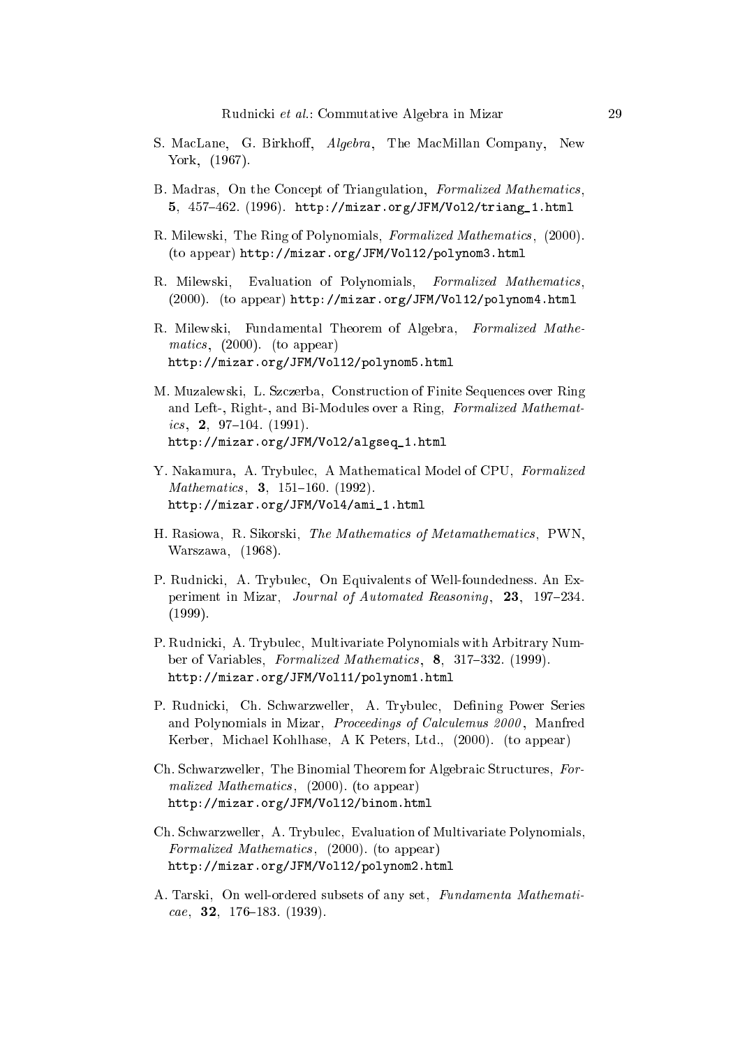S. MacLane, G. Birkhoff, *Algebra*, The MacMillan Company, New York, (1967).

B. Madras, On the Concept of Triangulation, *Formalized Mathematics*, **5**, 457–462. (1996). `http://mizar.org/JFM/Vol2/triang_1.html`

R. Milewski, The Ring of Polynomials, *Formalized Mathematics*, (2000). (to appear) `http://mizar.org/JFM/Vol12/polynom3.html`

R. Milewski, Evaluation of Polynomials, *Formalized Mathematics*, (2000). (to appear) `http://mizar.org/JFM/Vol12/polynom4.html`

R. Milewski, Fundamental Theorem of Algebra, *Formalized Mathematics*, (2000). (to appear) `http://mizar.org/JFM/Vol12/polynom5.html`

M. Muzalewski, L. Szczerba, Construction of Finite Sequences over Ring and Left-, Right-, and Bi-Modules over a Ring, *Formalized Mathematics*, **2**, 97–104. (1991). `http://mizar.org/JFM/Vol2/algseq_1.html`

Y. Nakamura, A. Trybulec, A Mathematical Model of CPU, *Formalized Mathematics*, **3**, 151–160. (1992). `http://mizar.org/JFM/Vol4/ami_1.html`

H. Rasiowa, R. Sikorski, *The Mathematics of Metamathematics*, PWN, Warszawa, (1968).

P. Rudnicki, A. Trybulec, On Equivalents of Well-foundedness. An Experiment in Mizar, *Journal of Automated Reasoning*, **23**, 197–234. (1999).

P. Rudnicki, A. Trybulec, Multivariate Polynomials with Arbitrary Number of Variables, *Formalized Mathematics*, **8**, 317–332. (1999). `http://mizar.org/JFM/Vol11/polynom1.html`

P. Rudnicki, Ch. Schwarzweller, A. Trybulec, Defining Power Series and Polynomials in Mizar, *Proceedings of Calculemus 2000*, Manfred Kerber, Michael Kohlhase, A K Peters, Ltd., (2000). (to appear)

Ch. Schwarzweller, The Binomial Theorem for Algebraic Structures, *Formalized Mathematics*, (2000). (to appear) `http://mizar.org/JFM/Vol12/binom.html`

Ch. Schwarzweller, A. Trybulec, Evaluation of Multivariate Polynomials, *Formalized Mathematics*, (2000). (to appear) `http://mizar.org/JFM/Vol12/polynom2.html`

A. Tarski, On well-ordered subsets of any set, *Fundamenta Mathematicae*, **32**, 176–183. (1939).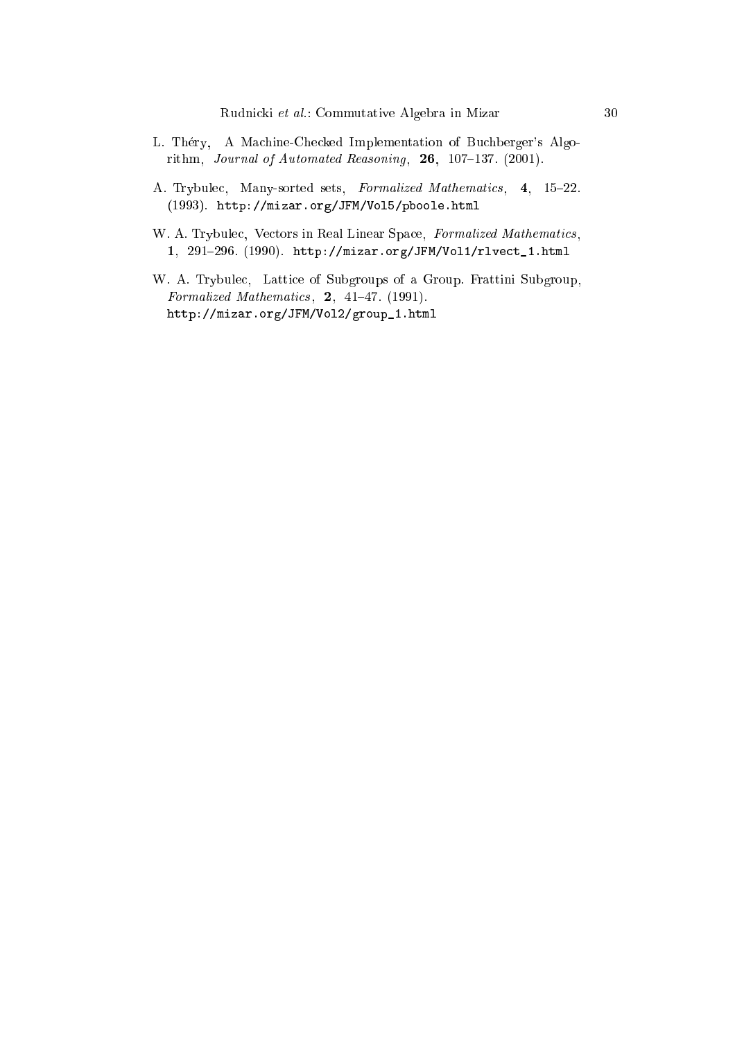L. Théry, A Machine-Checked Implementation of Buchberger's Algorithm, *Journal of Automated Reasoning*, **26**, 107–137. (2001).

A. Trybulec, Many-sorted sets, *Formalized Mathematics*, **4**, 15–22. (1993). `http://mizar.org/JFM/Vol5/pboole.html`

W. A. Trybulec, Vectors in Real Linear Space, *Formalized Mathematics*, **1**, 291–296. (1990). `http://mizar.org/JFM/Vol1/rlvect_1.html`

W. A. Trybulec, Lattice of Subgroups of a Group. Frattini Subgroup, *Formalized Mathematics*, **2**, 41–47. (1991). `http://mizar.org/JFM/Vol2/group_1.html`